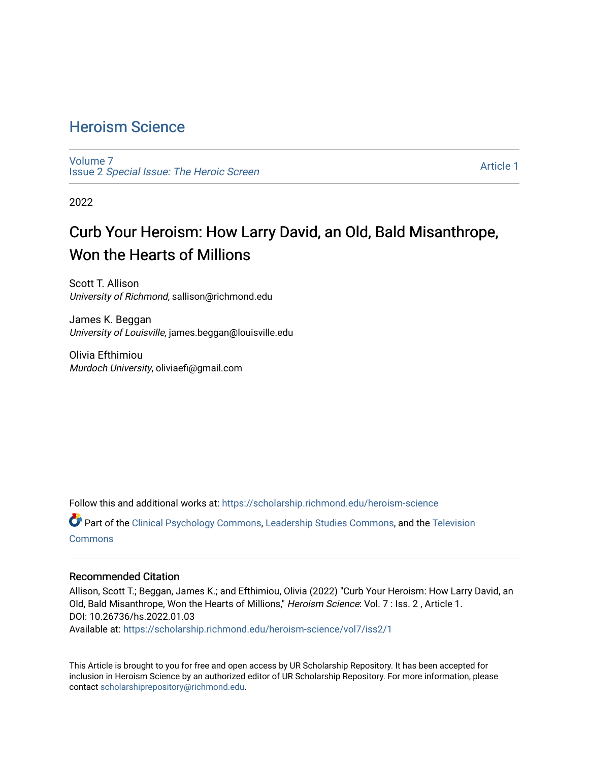# Heroism Science

Volume 7
Issue 2 *Special Issue: The Heroic Screen*

Article 1

2022

## Curb Your Heroism: How Larry David, an Old, Bald Misanthrope, Won the Hearts of Millions

Scott T. Allison
*University of Richmond*, sallison@richmond.edu

James K. Beggan
*University of Louisville*, james.beggan@louisville.edu

Olivia Efthimiou
*Murdoch University*, oliviaefi@gmail.com

Follow this and additional works at: https://scholarship.richmond.edu/heroism-science

Part of the Clinical Psychology Commons, Leadership Studies Commons, and the Television Commons

### Recommended Citation

Allison, Scott T.; Beggan, James K.; and Efthimiou, Olivia (2022) "Curb Your Heroism: How Larry David, an Old, Bald Misanthrope, Won the Hearts of Millions," *Heroism Science*: Vol. 7 : Iss. 2 , Article 1.
DOI: 10.26736/hs.2022.01.03
Available at: https://scholarship.richmond.edu/heroism-science/vol7/iss2/1

This Article is brought to you for free and open access by UR Scholarship Repository. It has been accepted for inclusion in Heroism Science by an authorized editor of UR Scholarship Repository. For more information, please contact scholarshiprepository@richmond.edu.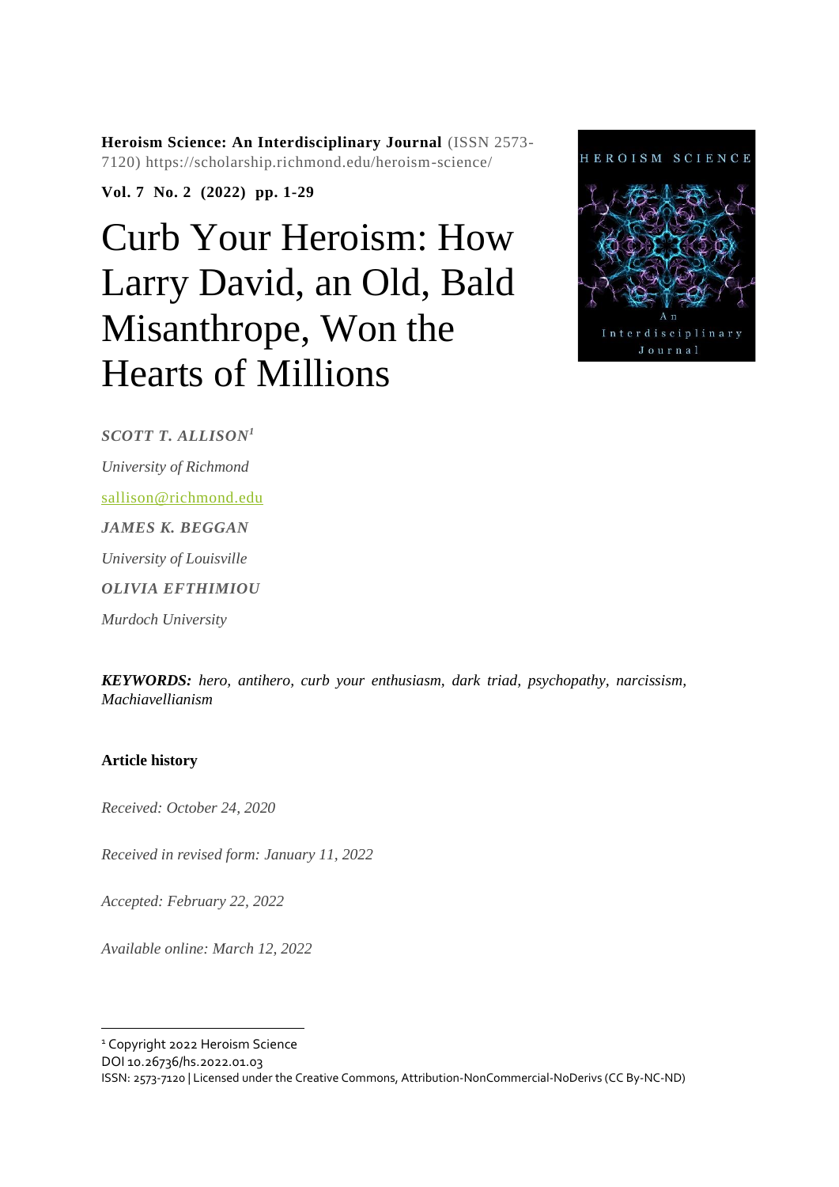**Heroism Science: An Interdisciplinary Journal** (ISSN 2573-7120) https://scholarship.richmond.edu/heroism-science/

**Vol. 7 No. 2 (2022) pp. 1-29**

# Curb Your Heroism: How Larry David, an Old, Bald Misanthrope, Won the Hearts of Millions

***SCOTT T. ALLISON***[1]

*University of Richmond*

sallison@richmond.edu

***JAMES K. BEGGAN***

*University of Louisville*

***OLIVIA EFTHIMIOU***

*Murdoch University*

***KEYWORDS:*** *hero, antihero, curb your enthusiasm, dark triad, psychopathy, narcissism, Machiavellianism*

**Article history**

*Received: October 24, 2020*

*Received in revised form: January 11, 2022*

*Accepted: February 22, 2022*

*Available online: March 12, 2022*

---

[1] Copyright 2022 Heroism Science
DOI 10.26736/hs.2022.01.03
ISSN: 2573-7120 | Licensed under the Creative Commons, Attribution-NonCommercial-NoDerivs (CC By-NC-ND)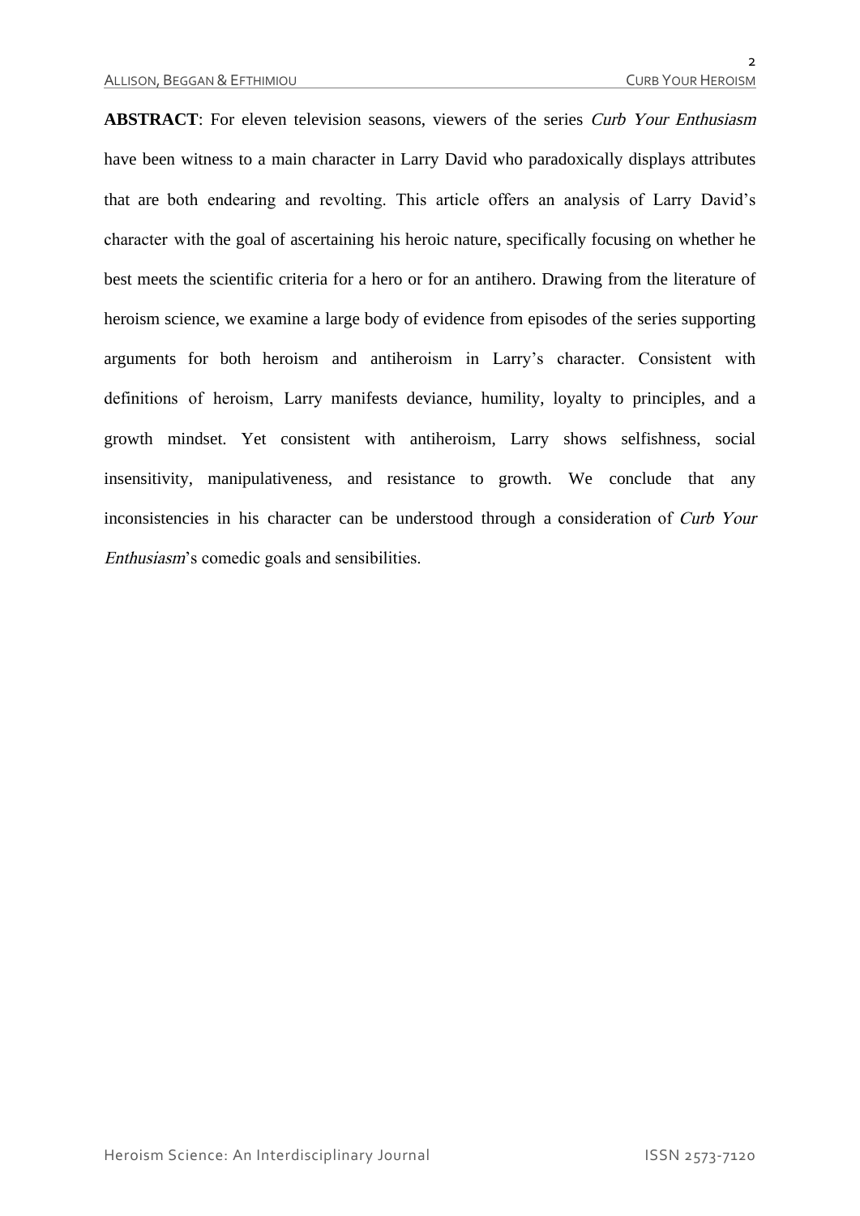**ABSTRACT**: For eleven television seasons, viewers of the series *Curb Your Enthusiasm* have been witness to a main character in Larry David who paradoxically displays attributes that are both endearing and revolting. This article offers an analysis of Larry David's character with the goal of ascertaining his heroic nature, specifically focusing on whether he best meets the scientific criteria for a hero or for an antihero. Drawing from the literature of heroism science, we examine a large body of evidence from episodes of the series supporting arguments for both heroism and antiheroism in Larry's character. Consistent with definitions of heroism, Larry manifests deviance, humility, loyalty to principles, and a growth mindset. Yet consistent with antiheroism, Larry shows selfishness, social insensitivity, manipulativeness, and resistance to growth. We conclude that any inconsistencies in his character can be understood through a consideration of *Curb Your Enthusiasm*'s comedic goals and sensibilities.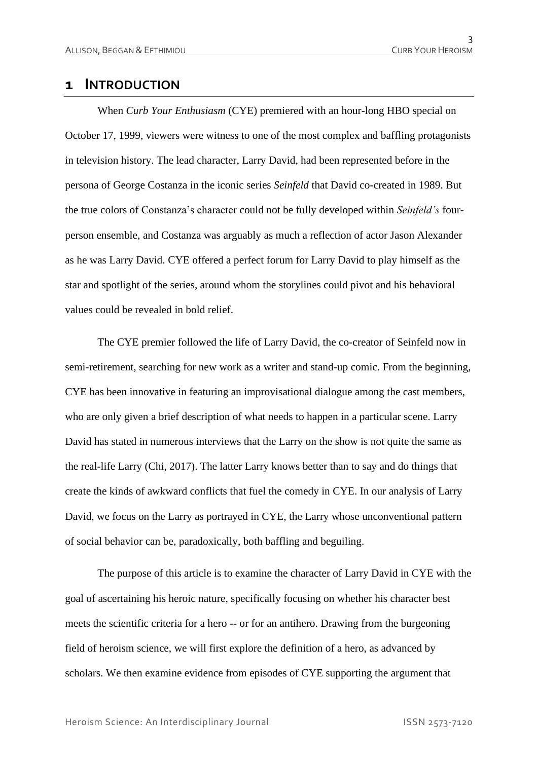## 1 INTRODUCTION

When *Curb Your Enthusiasm* (CYE) premiered with an hour-long HBO special on October 17, 1999, viewers were witness to one of the most complex and baffling protagonists in television history. The lead character, Larry David, had been represented before in the persona of George Costanza in the iconic series *Seinfeld* that David co-created in 1989. But the true colors of Constanza's character could not be fully developed within *Seinfeld's* four-person ensemble, and Costanza was arguably as much a reflection of actor Jason Alexander as he was Larry David. CYE offered a perfect forum for Larry David to play himself as the star and spotlight of the series, around whom the storylines could pivot and his behavioral values could be revealed in bold relief.

The CYE premier followed the life of Larry David, the co-creator of Seinfeld now in semi-retirement, searching for new work as a writer and stand-up comic. From the beginning, CYE has been innovative in featuring an improvisational dialogue among the cast members, who are only given a brief description of what needs to happen in a particular scene. Larry David has stated in numerous interviews that the Larry on the show is not quite the same as the real-life Larry (Chi, 2017). The latter Larry knows better than to say and do things that create the kinds of awkward conflicts that fuel the comedy in CYE. In our analysis of Larry David, we focus on the Larry as portrayed in CYE, the Larry whose unconventional pattern of social behavior can be, paradoxically, both baffling and beguiling.

The purpose of this article is to examine the character of Larry David in CYE with the goal of ascertaining his heroic nature, specifically focusing on whether his character best meets the scientific criteria for a hero -- or for an antihero. Drawing from the burgeoning field of heroism science, we will first explore the definition of a hero, as advanced by scholars. We then examine evidence from episodes of CYE supporting the argument that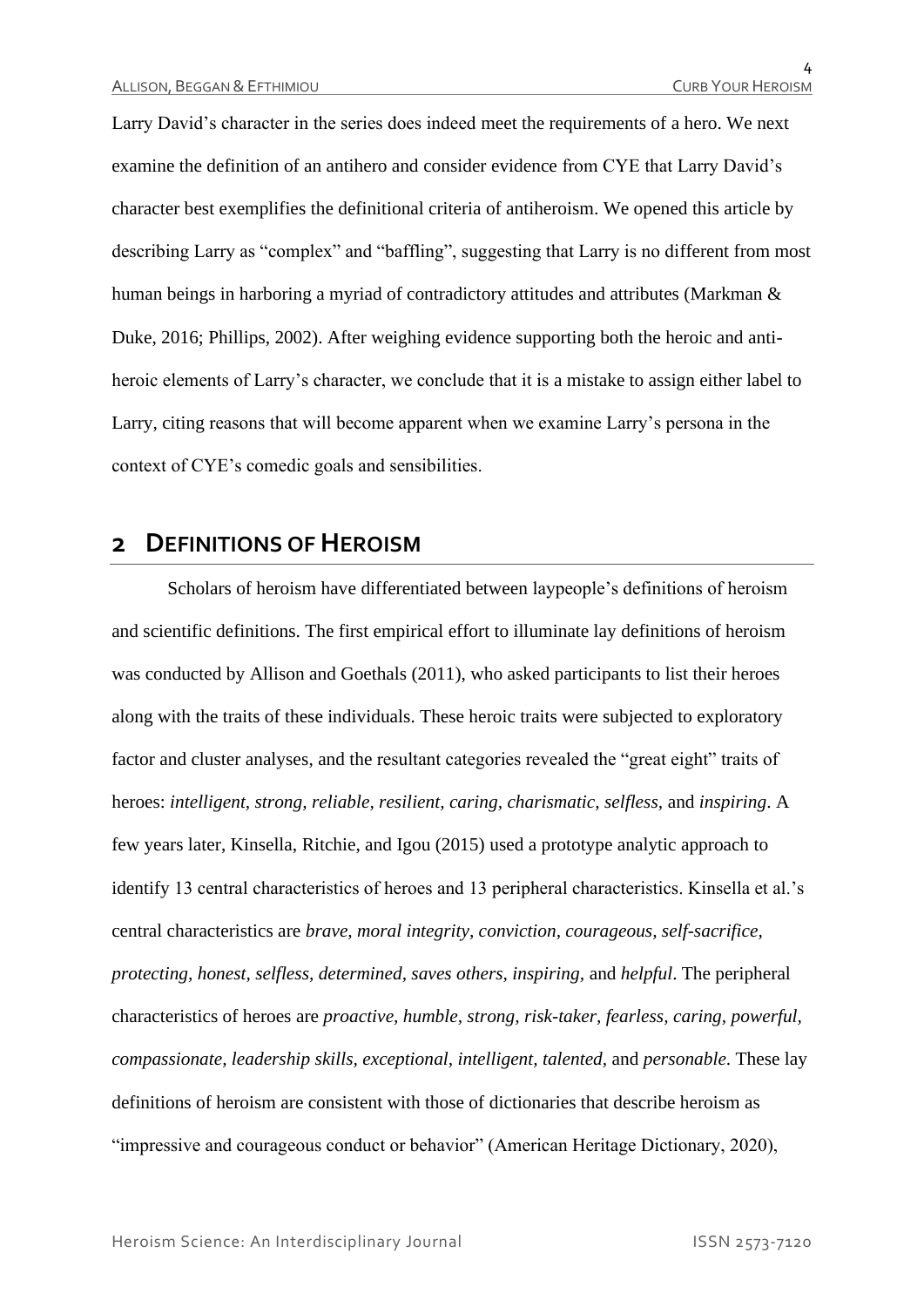Larry David's character in the series does indeed meet the requirements of a hero. We next examine the definition of an antihero and consider evidence from CYE that Larry David's character best exemplifies the definitional criteria of antiheroism. We opened this article by describing Larry as "complex" and "baffling", suggesting that Larry is no different from most human beings in harboring a myriad of contradictory attitudes and attributes (Markman & Duke, 2016; Phillips, 2002). After weighing evidence supporting both the heroic and anti-heroic elements of Larry's character, we conclude that it is a mistake to assign either label to Larry, citing reasons that will become apparent when we examine Larry's persona in the context of CYE's comedic goals and sensibilities.

## 2 DEFINITIONS OF HEROISM

Scholars of heroism have differentiated between laypeople's definitions of heroism and scientific definitions. The first empirical effort to illuminate lay definitions of heroism was conducted by Allison and Goethals (2011), who asked participants to list their heroes along with the traits of these individuals. These heroic traits were subjected to exploratory factor and cluster analyses, and the resultant categories revealed the "great eight" traits of heroes: *intelligent, strong, reliable, resilient, caring, charismatic, selfless*, and *inspiring*. A few years later, Kinsella, Ritchie, and Igou (2015) used a prototype analytic approach to identify 13 central characteristics of heroes and 13 peripheral characteristics. Kinsella et al.'s central characteristics are *brave, moral integrity, conviction, courageous, self-sacrifice, protecting, honest, selfless, determined, saves others, inspiring,* and *helpful*. The peripheral characteristics of heroes are *proactive, humble, strong, risk-taker, fearless, caring, powerful, compassionate, leadership skills, exceptional, intelligent, talented,* and *personable*. These lay definitions of heroism are consistent with those of dictionaries that describe heroism as "impressive and courageous conduct or behavior" (American Heritage Dictionary, 2020),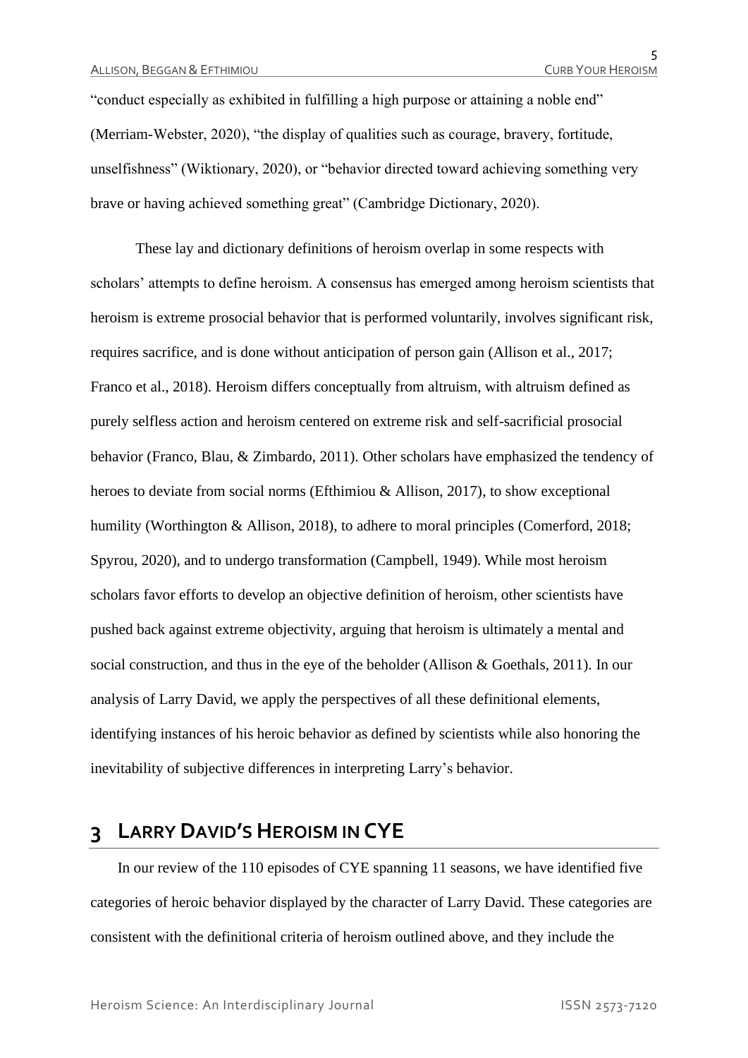"conduct especially as exhibited in fulfilling a high purpose or attaining a noble end" (Merriam-Webster, 2020), "the display of qualities such as courage, bravery, fortitude, unselfishness" (Wiktionary, 2020), or "behavior directed toward achieving something very brave or having achieved something great" (Cambridge Dictionary, 2020).

These lay and dictionary definitions of heroism overlap in some respects with scholars' attempts to define heroism. A consensus has emerged among heroism scientists that heroism is extreme prosocial behavior that is performed voluntarily, involves significant risk, requires sacrifice, and is done without anticipation of person gain (Allison et al., 2017; Franco et al., 2018). Heroism differs conceptually from altruism, with altruism defined as purely selfless action and heroism centered on extreme risk and self-sacrificial prosocial behavior (Franco, Blau, & Zimbardo, 2011). Other scholars have emphasized the tendency of heroes to deviate from social norms (Efthimiou & Allison, 2017), to show exceptional humility (Worthington & Allison, 2018), to adhere to moral principles (Comerford, 2018; Spyrou, 2020), and to undergo transformation (Campbell, 1949). While most heroism scholars favor efforts to develop an objective definition of heroism, other scientists have pushed back against extreme objectivity, arguing that heroism is ultimately a mental and social construction, and thus in the eye of the beholder (Allison & Goethals, 2011). In our analysis of Larry David, we apply the perspectives of all these definitional elements, identifying instances of his heroic behavior as defined by scientists while also honoring the inevitability of subjective differences in interpreting Larry's behavior.

# 3 Larry David's Heroism in CYE

In our review of the 110 episodes of CYE spanning 11 seasons, we have identified five categories of heroic behavior displayed by the character of Larry David. These categories are consistent with the definitional criteria of heroism outlined above, and they include the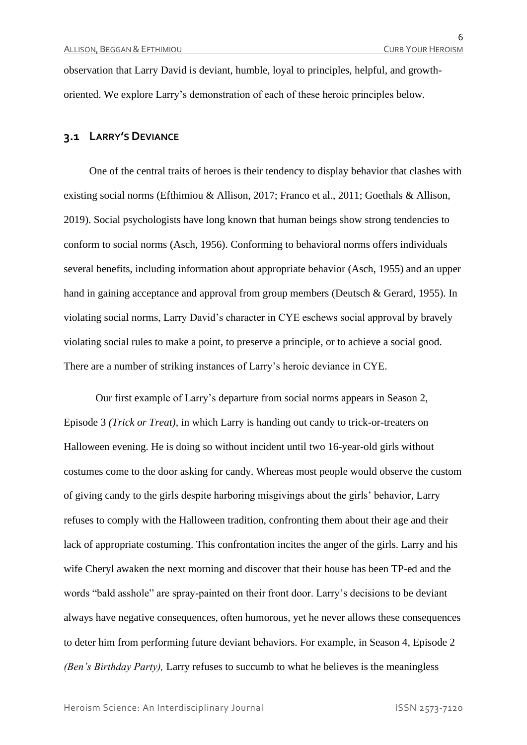observation that Larry David is deviant, humble, loyal to principles, helpful, and growth-oriented. We explore Larry's demonstration of each of these heroic principles below.

## 3.1 LARRY'S DEVIANCE

One of the central traits of heroes is their tendency to display behavior that clashes with existing social norms (Efthimiou & Allison, 2017; Franco et al., 2011; Goethals & Allison, 2019). Social psychologists have long known that human beings show strong tendencies to conform to social norms (Asch, 1956). Conforming to behavioral norms offers individuals several benefits, including information about appropriate behavior (Asch, 1955) and an upper hand in gaining acceptance and approval from group members (Deutsch & Gerard, 1955). In violating social norms, Larry David's character in CYE eschews social approval by bravely violating social rules to make a point, to preserve a principle, or to achieve a social good. There are a number of striking instances of Larry's heroic deviance in CYE.

Our first example of Larry's departure from social norms appears in Season 2, Episode 3 *(Trick or Treat)*, in which Larry is handing out candy to trick-or-treaters on Halloween evening. He is doing so without incident until two 16-year-old girls without costumes come to the door asking for candy. Whereas most people would observe the custom of giving candy to the girls despite harboring misgivings about the girls' behavior, Larry refuses to comply with the Halloween tradition, confronting them about their age and their lack of appropriate costuming. This confrontation incites the anger of the girls. Larry and his wife Cheryl awaken the next morning and discover that their house has been TP-ed and the words "bald asshole" are spray-painted on their front door. Larry's decisions to be deviant always have negative consequences, often humorous, yet he never allows these consequences to deter him from performing future deviant behaviors. For example, in Season 4, Episode 2 *(Ben's Birthday Party),* Larry refuses to succumb to what he believes is the meaningless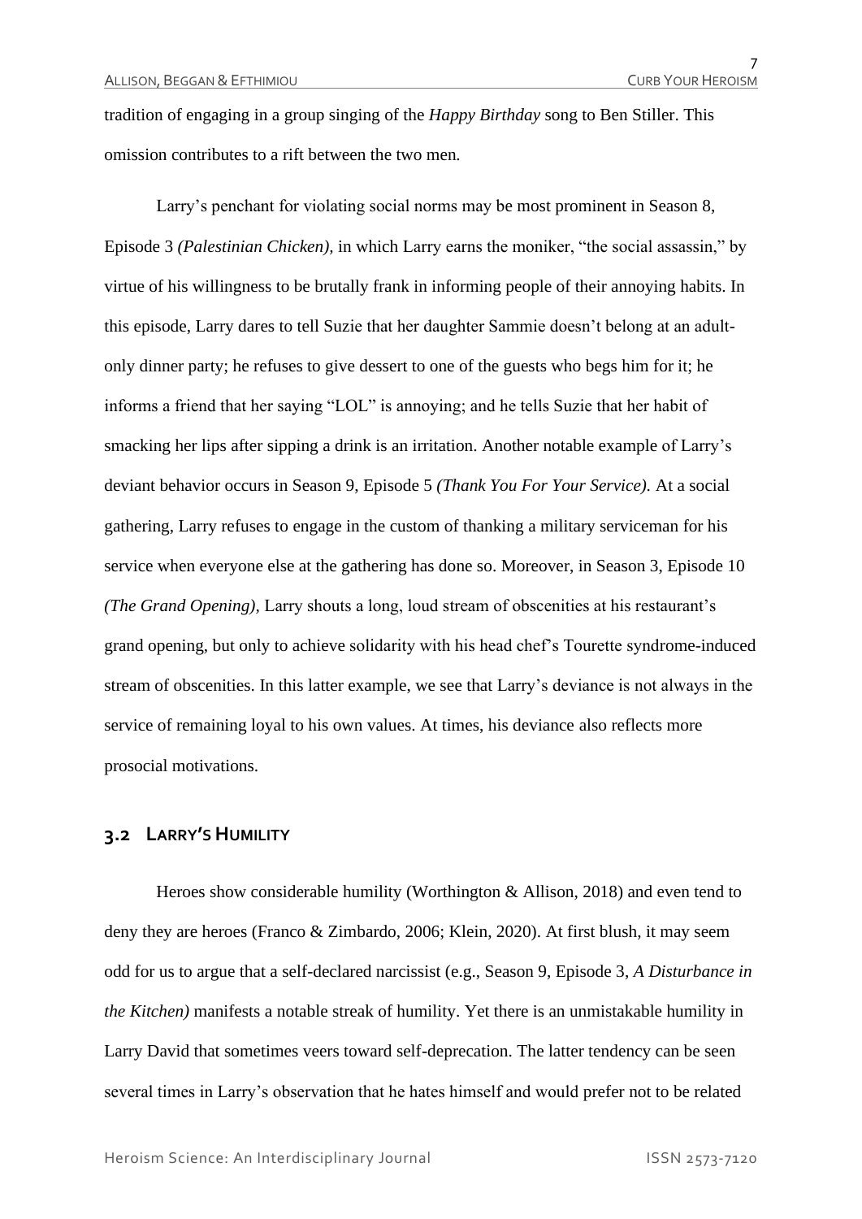tradition of engaging in a group singing of the *Happy Birthday* song to Ben Stiller. This omission contributes to a rift between the two men.

Larry's penchant for violating social norms may be most prominent in Season 8, Episode 3 *(Palestinian Chicken),* in which Larry earns the moniker, "the social assassin," by virtue of his willingness to be brutally frank in informing people of their annoying habits. In this episode, Larry dares to tell Suzie that her daughter Sammie doesn't belong at an adult-only dinner party; he refuses to give dessert to one of the guests who begs him for it; he informs a friend that her saying "LOL" is annoying; and he tells Suzie that her habit of smacking her lips after sipping a drink is an irritation. Another notable example of Larry's deviant behavior occurs in Season 9, Episode 5 *(Thank You For Your Service).* At a social gathering, Larry refuses to engage in the custom of thanking a military serviceman for his service when everyone else at the gathering has done so. Moreover, in Season 3, Episode 10 *(The Grand Opening),* Larry shouts a long, loud stream of obscenities at his restaurant's grand opening, but only to achieve solidarity with his head chef's Tourette syndrome-induced stream of obscenities. In this latter example, we see that Larry's deviance is not always in the service of remaining loyal to his own values. At times, his deviance also reflects more prosocial motivations.

## 3.2 LARRY'S HUMILITY

Heroes show considerable humility (Worthington & Allison, 2018) and even tend to deny they are heroes (Franco & Zimbardo, 2006; Klein, 2020). At first blush, it may seem odd for us to argue that a self-declared narcissist (e.g., Season 9, Episode 3, *A Disturbance in the Kitchen)* manifests a notable streak of humility. Yet there is an unmistakable humility in Larry David that sometimes veers toward self-deprecation. The latter tendency can be seen several times in Larry's observation that he hates himself and would prefer not to be related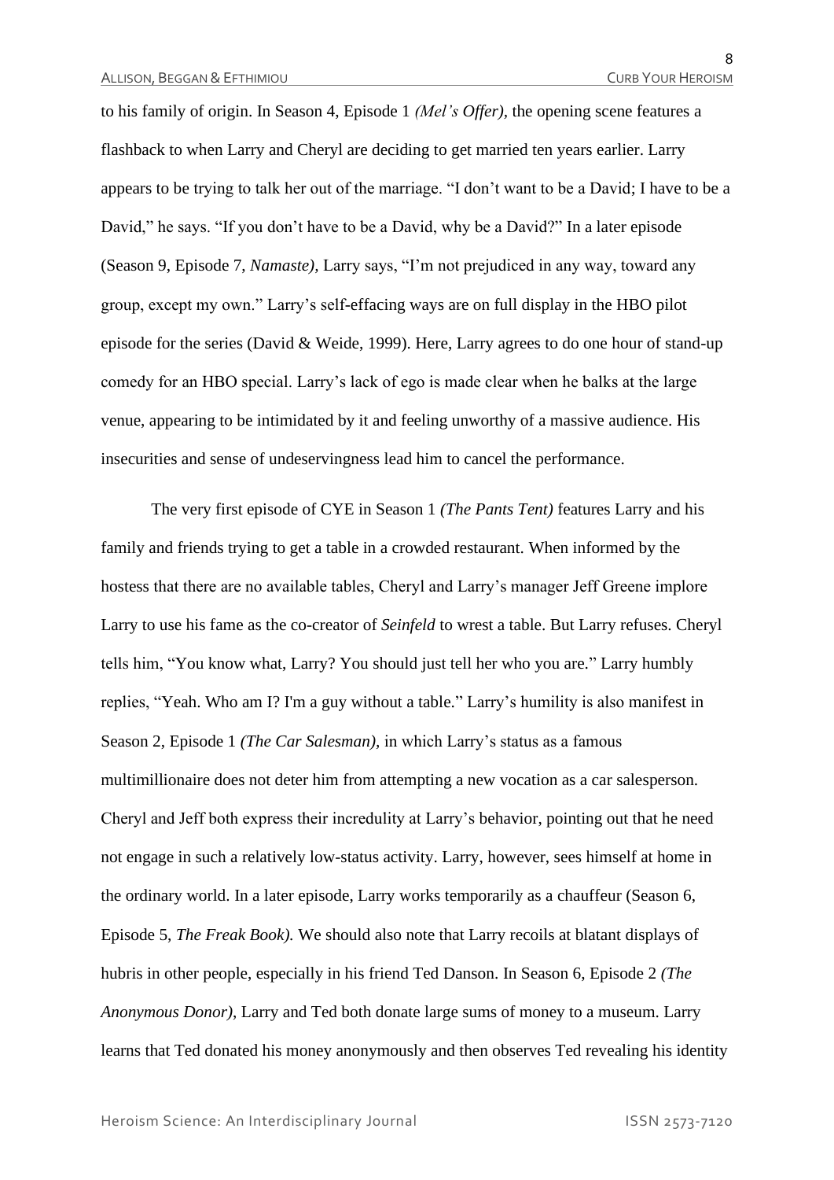to his family of origin. In Season 4, Episode 1 *(Mel's Offer)*, the opening scene features a flashback to when Larry and Cheryl are deciding to get married ten years earlier. Larry appears to be trying to talk her out of the marriage. "I don't want to be a David; I have to be a David," he says. "If you don't have to be a David, why be a David?" In a later episode (Season 9, Episode 7, *Namaste)*, Larry says, "I'm not prejudiced in any way, toward any group, except my own." Larry's self-effacing ways are on full display in the HBO pilot episode for the series (David & Weide, 1999). Here, Larry agrees to do one hour of stand-up comedy for an HBO special. Larry's lack of ego is made clear when he balks at the large venue, appearing to be intimidated by it and feeling unworthy of a massive audience. His insecurities and sense of undeservingness lead him to cancel the performance.

The very first episode of CYE in Season 1 *(The Pants Tent)* features Larry and his family and friends trying to get a table in a crowded restaurant. When informed by the hostess that there are no available tables, Cheryl and Larry's manager Jeff Greene implore Larry to use his fame as the co-creator of *Seinfeld* to wrest a table. But Larry refuses. Cheryl tells him, "You know what, Larry? You should just tell her who you are." Larry humbly replies, "Yeah. Who am I? I'm a guy without a table." Larry's humility is also manifest in Season 2, Episode 1 *(The Car Salesman)*, in which Larry's status as a famous multimillionaire does not deter him from attempting a new vocation as a car salesperson. Cheryl and Jeff both express their incredulity at Larry's behavior, pointing out that he need not engage in such a relatively low-status activity. Larry, however, sees himself at home in the ordinary world. In a later episode, Larry works temporarily as a chauffeur (Season 6, Episode 5, *The Freak Book).* We should also note that Larry recoils at blatant displays of hubris in other people, especially in his friend Ted Danson. In Season 6, Episode 2 *(The Anonymous Donor)*, Larry and Ted both donate large sums of money to a museum. Larry learns that Ted donated his money anonymously and then observes Ted revealing his identity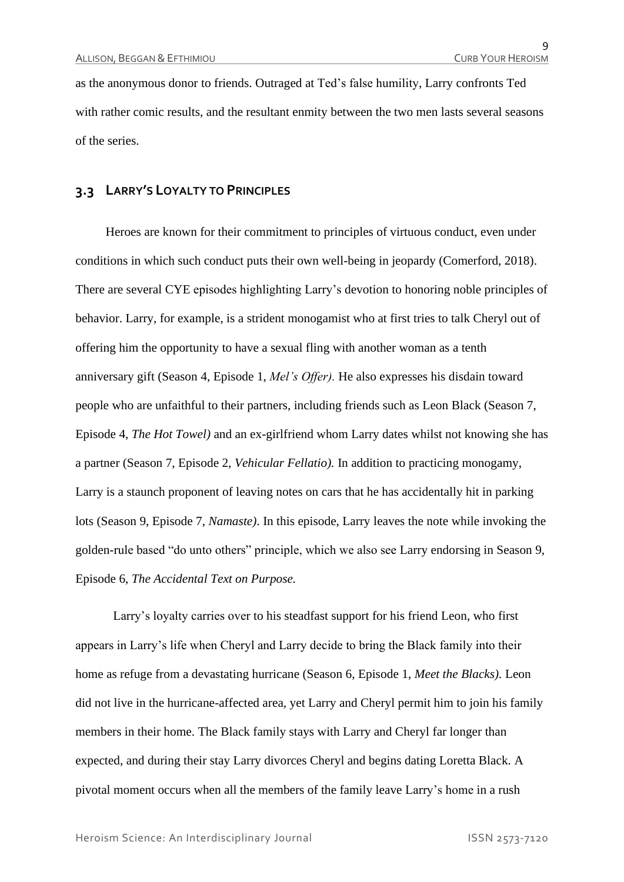as the anonymous donor to friends. Outraged at Ted's false humility, Larry confronts Ted with rather comic results, and the resultant enmity between the two men lasts several seasons of the series.

## 3.3 Larry's Loyalty to Principles

Heroes are known for their commitment to principles of virtuous conduct, even under conditions in which such conduct puts their own well-being in jeopardy (Comerford, 2018). There are several CYE episodes highlighting Larry's devotion to honoring noble principles of behavior. Larry, for example, is a strident monogamist who at first tries to talk Cheryl out of offering him the opportunity to have a sexual fling with another woman as a tenth anniversary gift (Season 4, Episode 1, *Mel's Offer).* He also expresses his disdain toward people who are unfaithful to their partners, including friends such as Leon Black (Season 7, Episode 4, *The Hot Towel)* and an ex-girlfriend whom Larry dates whilst not knowing she has a partner (Season 7, Episode 2, *Vehicular Fellatio).* In addition to practicing monogamy, Larry is a staunch proponent of leaving notes on cars that he has accidentally hit in parking lots (Season 9, Episode 7, *Namaste)*. In this episode, Larry leaves the note while invoking the golden-rule based "do unto others" principle, which we also see Larry endorsing in Season 9, Episode 6, *The Accidental Text on Purpose.*

Larry's loyalty carries over to his steadfast support for his friend Leon, who first appears in Larry's life when Cheryl and Larry decide to bring the Black family into their home as refuge from a devastating hurricane (Season 6, Episode 1, *Meet the Blacks).* Leon did not live in the hurricane-affected area, yet Larry and Cheryl permit him to join his family members in their home. The Black family stays with Larry and Cheryl far longer than expected, and during their stay Larry divorces Cheryl and begins dating Loretta Black. A pivotal moment occurs when all the members of the family leave Larry's home in a rush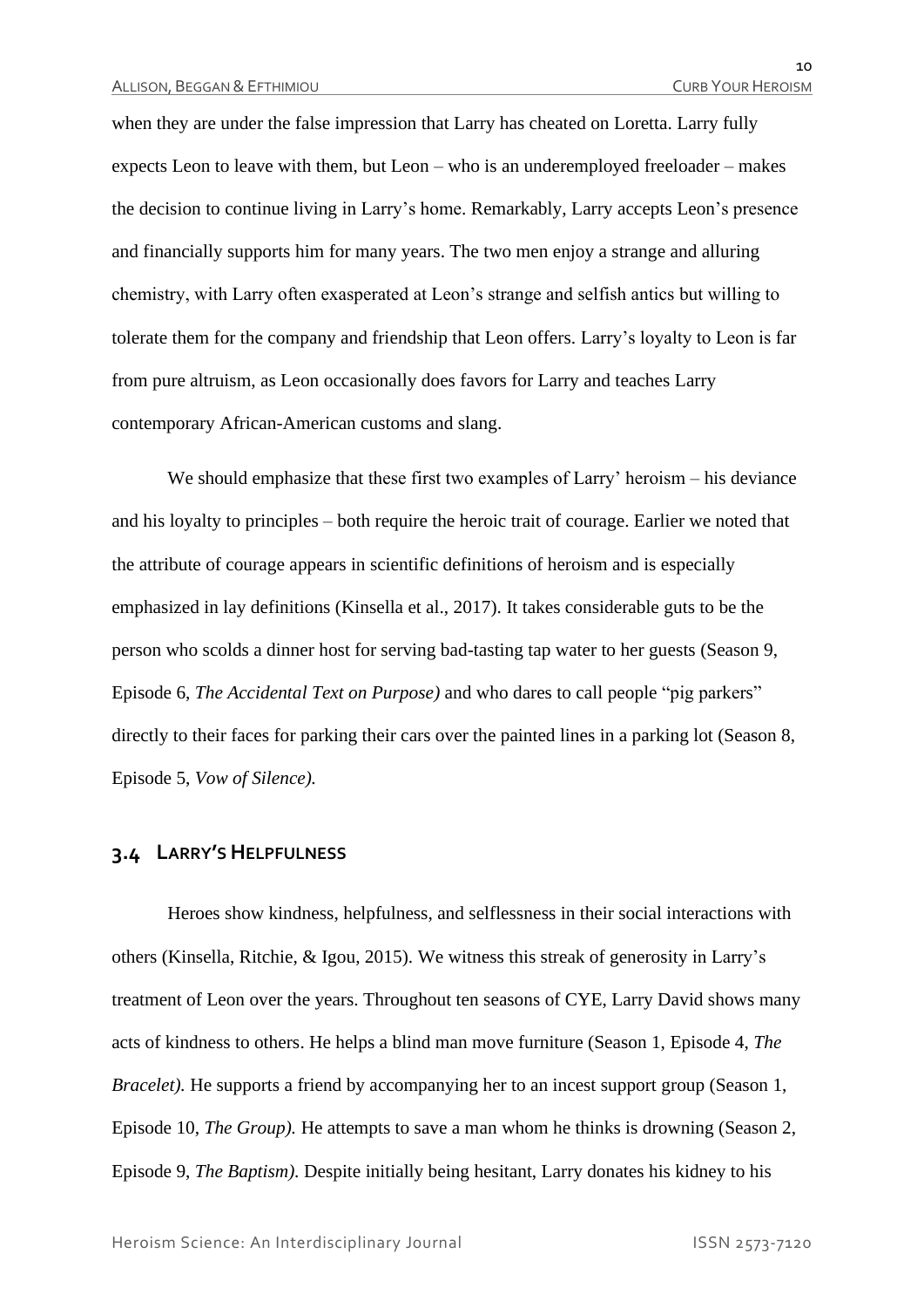when they are under the false impression that Larry has cheated on Loretta. Larry fully expects Leon to leave with them, but Leon – who is an underemployed freeloader – makes the decision to continue living in Larry's home. Remarkably, Larry accepts Leon's presence and financially supports him for many years. The two men enjoy a strange and alluring chemistry, with Larry often exasperated at Leon's strange and selfish antics but willing to tolerate them for the company and friendship that Leon offers. Larry's loyalty to Leon is far from pure altruism, as Leon occasionally does favors for Larry and teaches Larry contemporary African-American customs and slang.

We should emphasize that these first two examples of Larry' heroism – his deviance and his loyalty to principles – both require the heroic trait of courage. Earlier we noted that the attribute of courage appears in scientific definitions of heroism and is especially emphasized in lay definitions (Kinsella et al., 2017). It takes considerable guts to be the person who scolds a dinner host for serving bad-tasting tap water to her guests (Season 9, Episode 6, *The Accidental Text on Purpose)* and who dares to call people "pig parkers" directly to their faces for parking their cars over the painted lines in a parking lot (Season 8, Episode 5, *Vow of Silence).*

## 3.4 Larry's Helpfulness

Heroes show kindness, helpfulness, and selflessness in their social interactions with others (Kinsella, Ritchie, & Igou, 2015). We witness this streak of generosity in Larry's treatment of Leon over the years. Throughout ten seasons of CYE, Larry David shows many acts of kindness to others. He helps a blind man move furniture (Season 1, Episode 4, *The Bracelet).* He supports a friend by accompanying her to an incest support group (Season 1, Episode 10, *The Group).* He attempts to save a man whom he thinks is drowning (Season 2, Episode 9, *The Baptism).* Despite initially being hesitant, Larry donates his kidney to his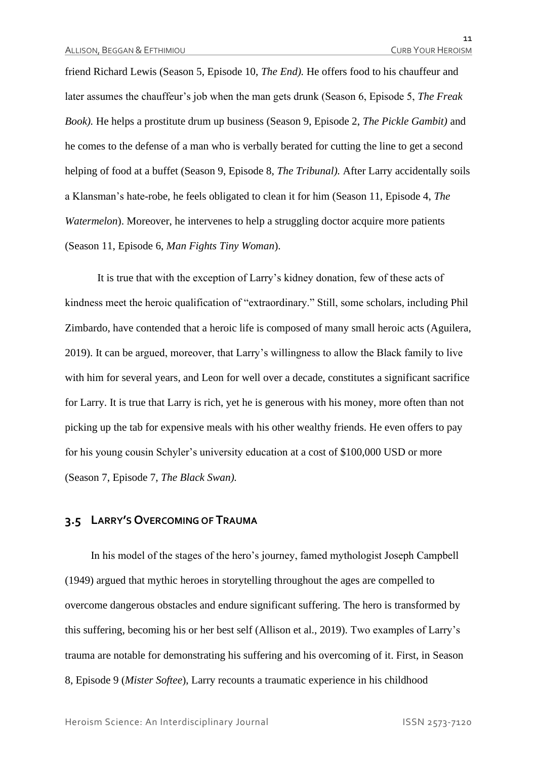friend Richard Lewis (Season 5, Episode 10, *The End).* He offers food to his chauffeur and later assumes the chauffeur's job when the man gets drunk (Season 6, Episode 5, *The Freak Book).* He helps a prostitute drum up business (Season 9, Episode 2, *The Pickle Gambit)* and he comes to the defense of a man who is verbally berated for cutting the line to get a second helping of food at a buffet (Season 9, Episode 8, *The Tribunal).* After Larry accidentally soils a Klansman's hate-robe, he feels obligated to clean it for him (Season 11, Episode 4, *The Watermelon*). Moreover, he intervenes to help a struggling doctor acquire more patients (Season 11, Episode 6, *Man Fights Tiny Woman*).

It is true that with the exception of Larry's kidney donation, few of these acts of kindness meet the heroic qualification of "extraordinary." Still, some scholars, including Phil Zimbardo, have contended that a heroic life is composed of many small heroic acts (Aguilera, 2019). It can be argued, moreover, that Larry's willingness to allow the Black family to live with him for several years, and Leon for well over a decade, constitutes a significant sacrifice for Larry. It is true that Larry is rich, yet he is generous with his money, more often than not picking up the tab for expensive meals with his other wealthy friends. He even offers to pay for his young cousin Schyler's university education at a cost of $100,000 USD or more (Season 7, Episode 7, *The Black Swan).*

## 3.5 LARRY'S OVERCOMING OF TRAUMA

In his model of the stages of the hero's journey, famed mythologist Joseph Campbell (1949) argued that mythic heroes in storytelling throughout the ages are compelled to overcome dangerous obstacles and endure significant suffering. The hero is transformed by this suffering, becoming his or her best self (Allison et al., 2019). Two examples of Larry's trauma are notable for demonstrating his suffering and his overcoming of it. First, in Season 8, Episode 9 (*Mister Softee*), Larry recounts a traumatic experience in his childhood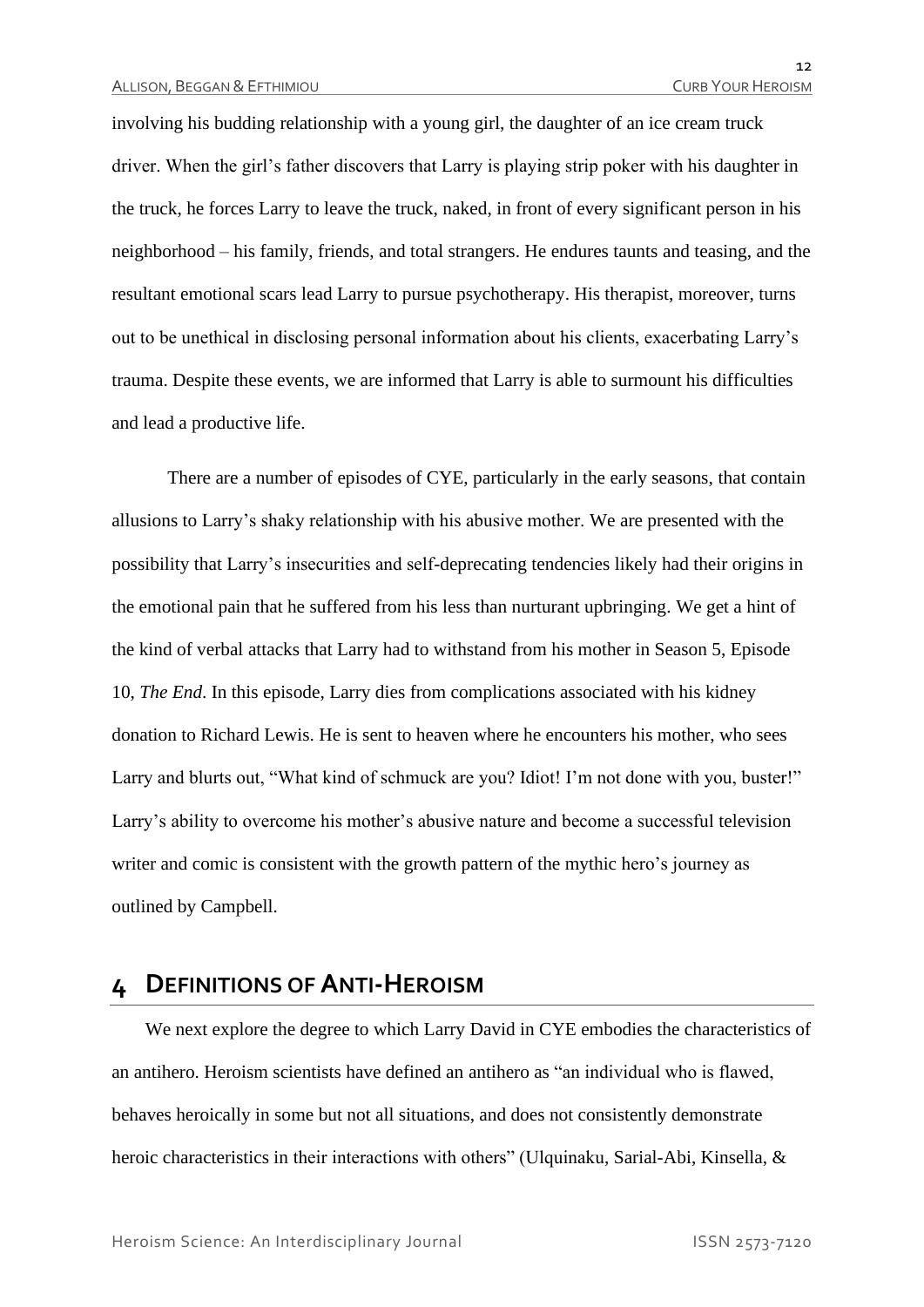involving his budding relationship with a young girl, the daughter of an ice cream truck driver. When the girl's father discovers that Larry is playing strip poker with his daughter in the truck, he forces Larry to leave the truck, naked, in front of every significant person in his neighborhood – his family, friends, and total strangers. He endures taunts and teasing, and the resultant emotional scars lead Larry to pursue psychotherapy. His therapist, moreover, turns out to be unethical in disclosing personal information about his clients, exacerbating Larry's trauma. Despite these events, we are informed that Larry is able to surmount his difficulties and lead a productive life.

There are a number of episodes of CYE, particularly in the early seasons, that contain allusions to Larry's shaky relationship with his abusive mother. We are presented with the possibility that Larry's insecurities and self-deprecating tendencies likely had their origins in the emotional pain that he suffered from his less than nurturant upbringing. We get a hint of the kind of verbal attacks that Larry had to withstand from his mother in Season 5, Episode 10, *The End*. In this episode, Larry dies from complications associated with his kidney donation to Richard Lewis. He is sent to heaven where he encounters his mother, who sees Larry and blurts out, "What kind of schmuck are you? Idiot! I'm not done with you, buster!" Larry's ability to overcome his mother's abusive nature and become a successful television writer and comic is consistent with the growth pattern of the mythic hero's journey as outlined by Campbell.

# 4 Definitions of Anti-Heroism

We next explore the degree to which Larry David in CYE embodies the characteristics of an antihero. Heroism scientists have defined an antihero as "an individual who is flawed, behaves heroically in some but not all situations, and does not consistently demonstrate heroic characteristics in their interactions with others" (Ulqinaku, Sarial-Abi, Kinsella, &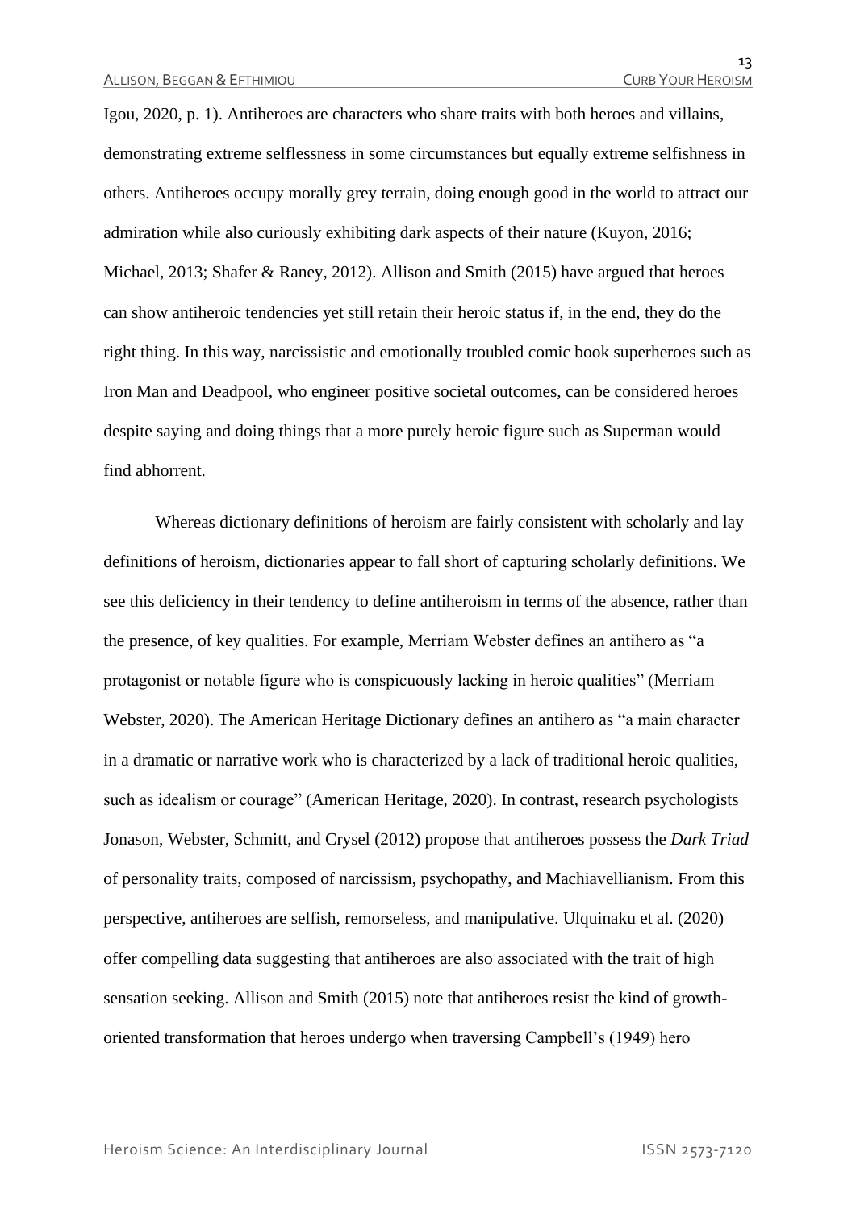Igou, 2020, p. 1). Antiheroes are characters who share traits with both heroes and villains, demonstrating extreme selflessness in some circumstances but equally extreme selfishness in others. Antiheroes occupy morally grey terrain, doing enough good in the world to attract our admiration while also curiously exhibiting dark aspects of their nature (Kuyon, 2016; Michael, 2013; Shafer & Raney, 2012). Allison and Smith (2015) have argued that heroes can show antiheroic tendencies yet still retain their heroic status if, in the end, they do the right thing. In this way, narcissistic and emotionally troubled comic book superheroes such as Iron Man and Deadpool, who engineer positive societal outcomes, can be considered heroes despite saying and doing things that a more purely heroic figure such as Superman would find abhorrent.

Whereas dictionary definitions of heroism are fairly consistent with scholarly and lay definitions of heroism, dictionaries appear to fall short of capturing scholarly definitions. We see this deficiency in their tendency to define antiheroism in terms of the absence, rather than the presence, of key qualities. For example, Merriam Webster defines an antihero as "a protagonist or notable figure who is conspicuously lacking in heroic qualities" (Merriam Webster, 2020). The American Heritage Dictionary defines an antihero as "a main character in a dramatic or narrative work who is characterized by a lack of traditional heroic qualities, such as idealism or courage" (American Heritage, 2020). In contrast, research psychologists Jonason, Webster, Schmitt, and Crysel (2012) propose that antiheroes possess the *Dark Triad* of personality traits, composed of narcissism, psychopathy, and Machiavellianism. From this perspective, antiheroes are selfish, remorseless, and manipulative. Ulquinaku et al. (2020) offer compelling data suggesting that antiheroes are also associated with the trait of high sensation seeking. Allison and Smith (2015) note that antiheroes resist the kind of growth-oriented transformation that heroes undergo when traversing Campbell's (1949) hero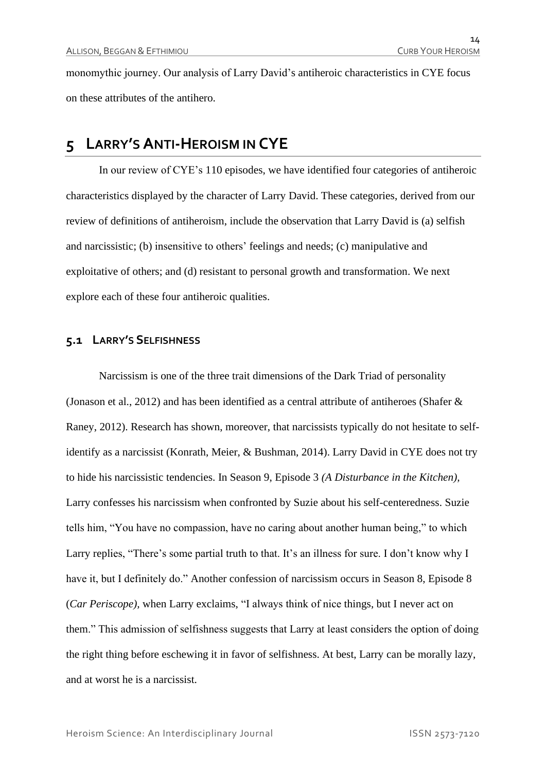monomythic journey. Our analysis of Larry David's antiheroic characteristics in CYE focus on these attributes of the antihero.

# 5 LARRY'S ANTI-HEROISM IN CYE

In our review of CYE's 110 episodes, we have identified four categories of antiheroic characteristics displayed by the character of Larry David. These categories, derived from our review of definitions of antiheroism, include the observation that Larry David is (a) selfish and narcissistic; (b) insensitive to others' feelings and needs; (c) manipulative and exploitative of others; and (d) resistant to personal growth and transformation. We next explore each of these four antiheroic qualities.

## 5.1 LARRY'S SELFISHNESS

Narcissism is one of the three trait dimensions of the Dark Triad of personality (Jonason et al., 2012) and has been identified as a central attribute of antiheroes (Shafer & Raney, 2012). Research has shown, moreover, that narcissists typically do not hesitate to self-identify as a narcissist (Konrath, Meier, & Bushman, 2014). Larry David in CYE does not try to hide his narcissistic tendencies. In Season 9, Episode 3 *(A Disturbance in the Kitchen),* Larry confesses his narcissism when confronted by Suzie about his self-centeredness. Suzie tells him, "You have no compassion, have no caring about another human being," to which Larry replies, "There's some partial truth to that. It's an illness for sure. I don't know why I have it, but I definitely do." Another confession of narcissism occurs in Season 8, Episode 8 (*Car Periscope),* when Larry exclaims, "I always think of nice things, but I never act on them." This admission of selfishness suggests that Larry at least considers the option of doing the right thing before eschewing it in favor of selfishness. At best, Larry can be morally lazy, and at worst he is a narcissist.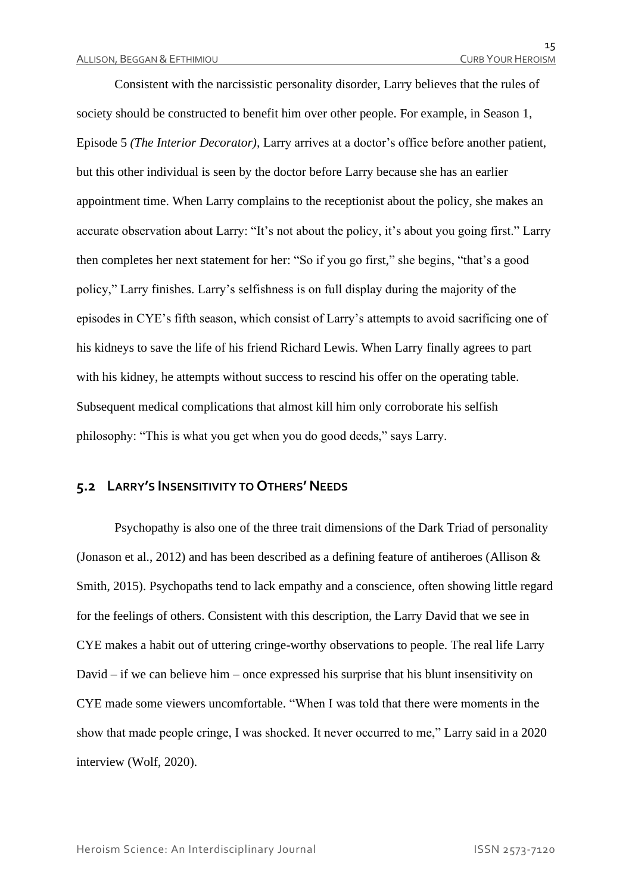Consistent with the narcissistic personality disorder, Larry believes that the rules of society should be constructed to benefit him over other people. For example, in Season 1, Episode 5 *(The Interior Decorator),* Larry arrives at a doctor's office before another patient, but this other individual is seen by the doctor before Larry because she has an earlier appointment time. When Larry complains to the receptionist about the policy, she makes an accurate observation about Larry: "It's not about the policy, it's about you going first." Larry then completes her next statement for her: "So if you go first," she begins, "that's a good policy," Larry finishes. Larry's selfishness is on full display during the majority of the episodes in CYE's fifth season, which consist of Larry's attempts to avoid sacrificing one of his kidneys to save the life of his friend Richard Lewis. When Larry finally agrees to part with his kidney, he attempts without success to rescind his offer on the operating table. Subsequent medical complications that almost kill him only corroborate his selfish philosophy: "This is what you get when you do good deeds," says Larry.

## 5.2 Larry's Insensitivity to Others' Needs

Psychopathy is also one of the three trait dimensions of the Dark Triad of personality (Jonason et al., 2012) and has been described as a defining feature of antiheroes (Allison & Smith, 2015). Psychopaths tend to lack empathy and a conscience, often showing little regard for the feelings of others. Consistent with this description, the Larry David that we see in CYE makes a habit out of uttering cringe-worthy observations to people. The real life Larry David – if we can believe him – once expressed his surprise that his blunt insensitivity on CYE made some viewers uncomfortable. "When I was told that there were moments in the show that made people cringe, I was shocked. It never occurred to me," Larry said in a 2020 interview (Wolf, 2020).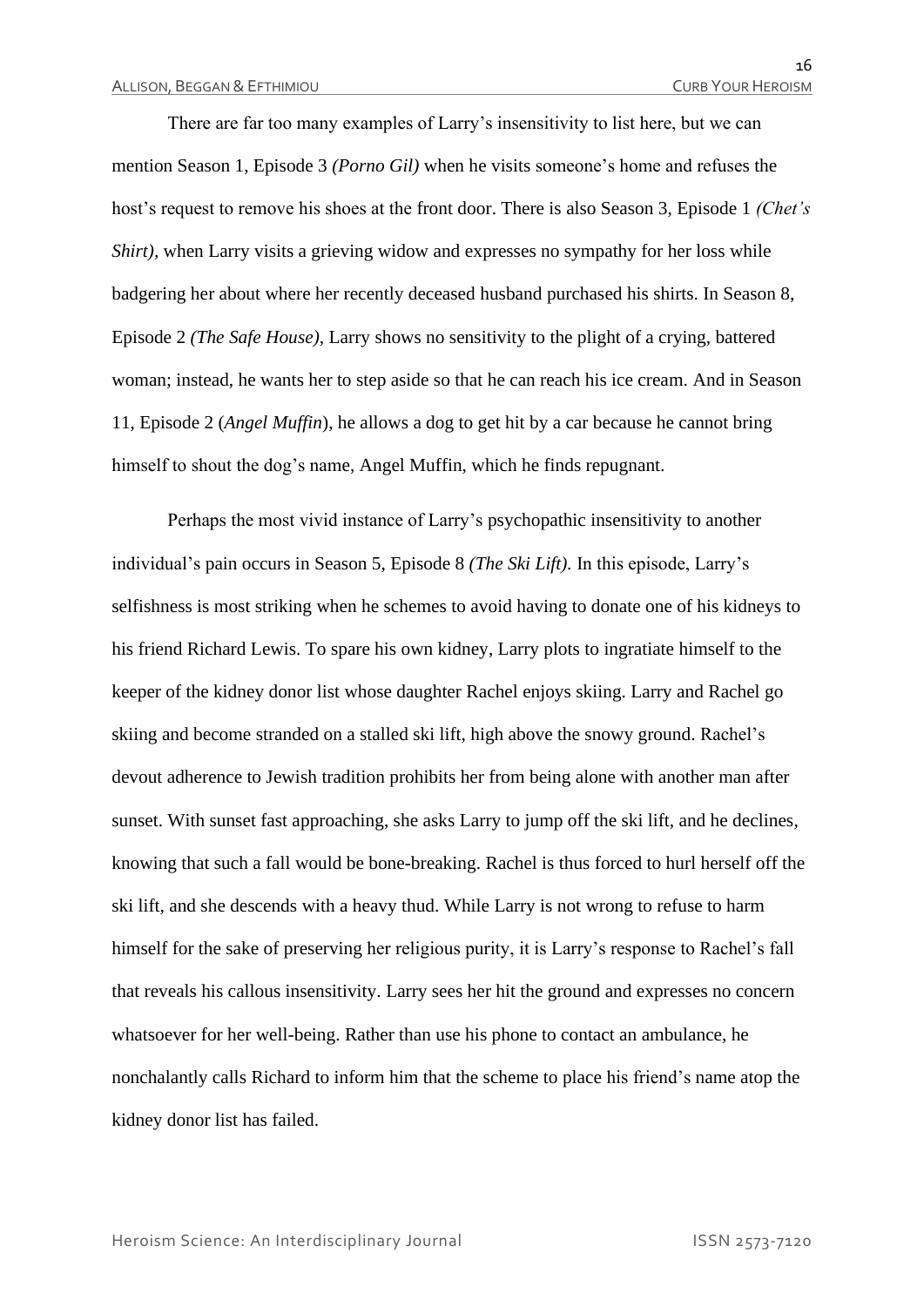There are far too many examples of Larry's insensitivity to list here, but we can mention Season 1, Episode 3 *(Porno Gil)* when he visits someone's home and refuses the host's request to remove his shoes at the front door. There is also Season 3, Episode 1 *(Chet's Shirt),* when Larry visits a grieving widow and expresses no sympathy for her loss while badgering her about where her recently deceased husband purchased his shirts. In Season 8, Episode 2 *(The Safe House),* Larry shows no sensitivity to the plight of a crying, battered woman; instead, he wants her to step aside so that he can reach his ice cream. And in Season 11, Episode 2 (*Angel Muffin*), he allows a dog to get hit by a car because he cannot bring himself to shout the dog's name, Angel Muffin, which he finds repugnant.

Perhaps the most vivid instance of Larry's psychopathic insensitivity to another individual's pain occurs in Season 5, Episode 8 *(The Ski Lift).* In this episode, Larry's selfishness is most striking when he schemes to avoid having to donate one of his kidneys to his friend Richard Lewis. To spare his own kidney, Larry plots to ingratiate himself to the keeper of the kidney donor list whose daughter Rachel enjoys skiing. Larry and Rachel go skiing and become stranded on a stalled ski lift, high above the snowy ground. Rachel's devout adherence to Jewish tradition prohibits her from being alone with another man after sunset. With sunset fast approaching, she asks Larry to jump off the ski lift, and he declines, knowing that such a fall would be bone-breaking. Rachel is thus forced to hurl herself off the ski lift, and she descends with a heavy thud. While Larry is not wrong to refuse to harm himself for the sake of preserving her religious purity, it is Larry's response to Rachel's fall that reveals his callous insensitivity. Larry sees her hit the ground and expresses no concern whatsoever for her well-being. Rather than use his phone to contact an ambulance, he nonchalantly calls Richard to inform him that the scheme to place his friend's name atop the kidney donor list has failed.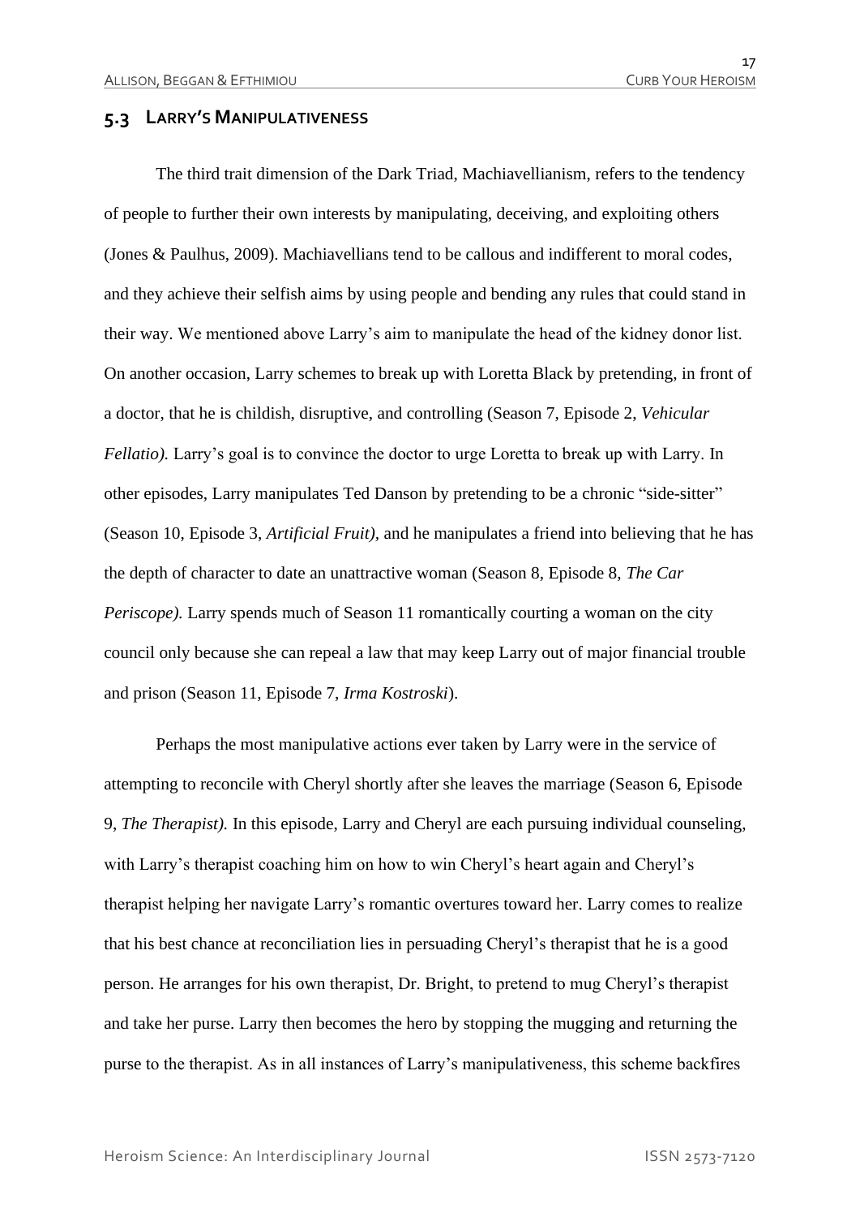### 5.3 LARRY'S MANIPULATIVENESS

The third trait dimension of the Dark Triad, Machiavellianism, refers to the tendency of people to further their own interests by manipulating, deceiving, and exploiting others (Jones & Paulhus, 2009). Machiavellians tend to be callous and indifferent to moral codes, and they achieve their selfish aims by using people and bending any rules that could stand in their way. We mentioned above Larry's aim to manipulate the head of the kidney donor list. On another occasion, Larry schemes to break up with Loretta Black by pretending, in front of a doctor, that he is childish, disruptive, and controlling (Season 7, Episode 2, *Vehicular Fellatio).* Larry's goal is to convince the doctor to urge Loretta to break up with Larry. In other episodes, Larry manipulates Ted Danson by pretending to be a chronic "side-sitter" (Season 10, Episode 3, *Artificial Fruit),* and he manipulates a friend into believing that he has the depth of character to date an unattractive woman (Season 8, Episode 8, *The Car Periscope).* Larry spends much of Season 11 romantically courting a woman on the city council only because she can repeal a law that may keep Larry out of major financial trouble and prison (Season 11, Episode 7, *Irma Kostroski*).

Perhaps the most manipulative actions ever taken by Larry were in the service of attempting to reconcile with Cheryl shortly after she leaves the marriage (Season 6, Episode 9, *The Therapist).* In this episode, Larry and Cheryl are each pursuing individual counseling, with Larry's therapist coaching him on how to win Cheryl's heart again and Cheryl's therapist helping her navigate Larry's romantic overtures toward her. Larry comes to realize that his best chance at reconciliation lies in persuading Cheryl's therapist that he is a good person. He arranges for his own therapist, Dr. Bright, to pretend to mug Cheryl's therapist and take her purse. Larry then becomes the hero by stopping the mugging and returning the purse to the therapist. As in all instances of Larry's manipulativeness, this scheme backfires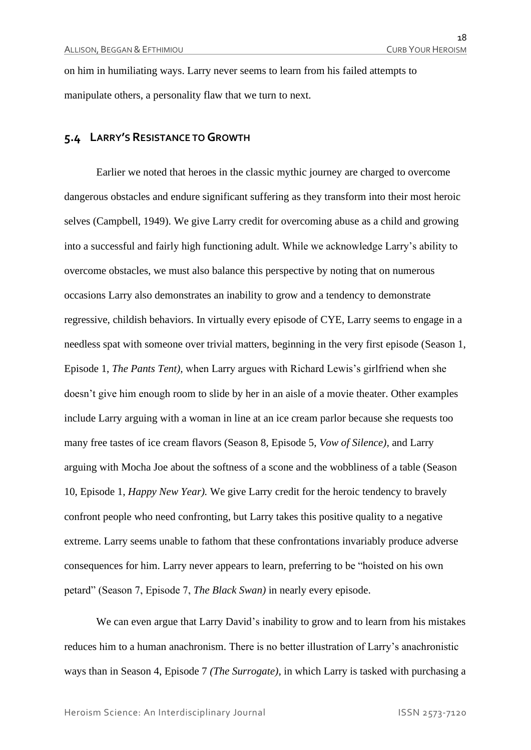on him in humiliating ways. Larry never seems to learn from his failed attempts to manipulate others, a personality flaw that we turn to next.

## 5.4 Larry's Resistance to Growth

Earlier we noted that heroes in the classic mythic journey are charged to overcome dangerous obstacles and endure significant suffering as they transform into their most heroic selves (Campbell, 1949). We give Larry credit for overcoming abuse as a child and growing into a successful and fairly high functioning adult. While we acknowledge Larry's ability to overcome obstacles, we must also balance this perspective by noting that on numerous occasions Larry also demonstrates an inability to grow and a tendency to demonstrate regressive, childish behaviors. In virtually every episode of CYE, Larry seems to engage in a needless spat with someone over trivial matters, beginning in the very first episode (Season 1, Episode 1, *The Pants Tent),* when Larry argues with Richard Lewis's girlfriend when she doesn't give him enough room to slide by her in an aisle of a movie theater. Other examples include Larry arguing with a woman in line at an ice cream parlor because she requests too many free tastes of ice cream flavors (Season 8, Episode 5, *Vow of Silence),* and Larry arguing with Mocha Joe about the softness of a scone and the wobbliness of a table (Season 10, Episode 1, *Happy New Year).* We give Larry credit for the heroic tendency to bravely confront people who need confronting, but Larry takes this positive quality to a negative extreme. Larry seems unable to fathom that these confrontations invariably produce adverse consequences for him. Larry never appears to learn, preferring to be "hoisted on his own petard" (Season 7, Episode 7, *The Black Swan)* in nearly every episode.

We can even argue that Larry David's inability to grow and to learn from his mistakes reduces him to a human anachronism. There is no better illustration of Larry's anachronistic ways than in Season 4, Episode 7 *(The Surrogate),* in which Larry is tasked with purchasing a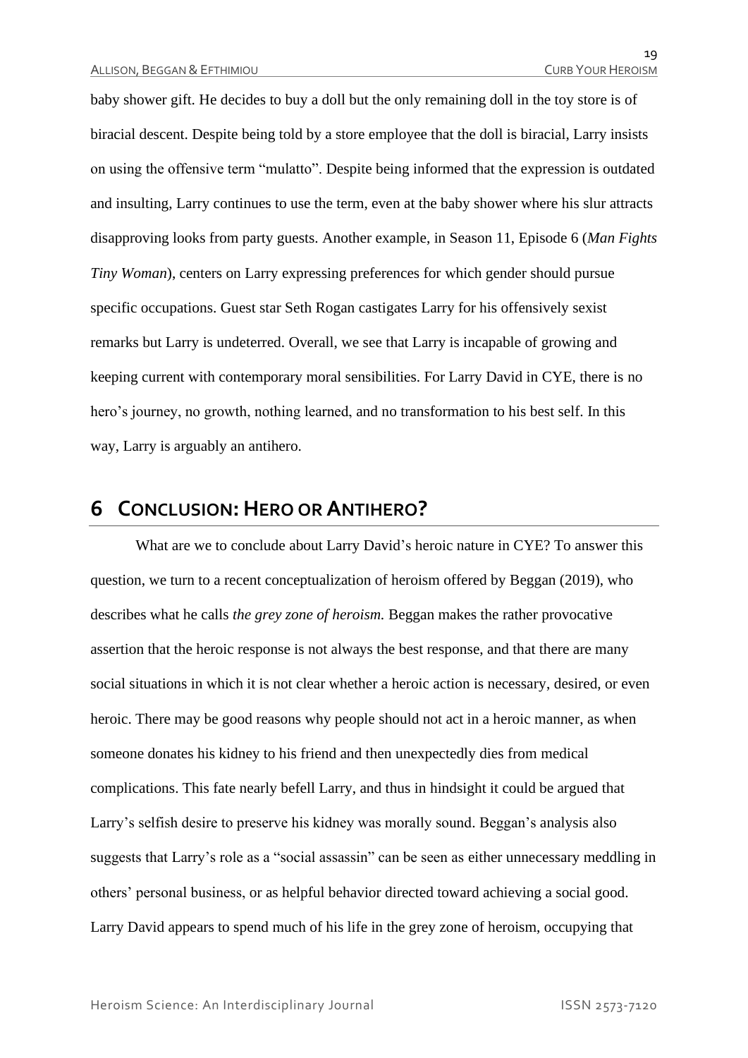baby shower gift. He decides to buy a doll but the only remaining doll in the toy store is of biracial descent. Despite being told by a store employee that the doll is biracial, Larry insists on using the offensive term "mulatto". Despite being informed that the expression is outdated and insulting, Larry continues to use the term, even at the baby shower where his slur attracts disapproving looks from party guests. Another example, in Season 11, Episode 6 (*Man Fights Tiny Woman*), centers on Larry expressing preferences for which gender should pursue specific occupations. Guest star Seth Rogan castigates Larry for his offensively sexist remarks but Larry is undeterred. Overall, we see that Larry is incapable of growing and keeping current with contemporary moral sensibilities. For Larry David in CYE, there is no hero's journey, no growth, nothing learned, and no transformation to his best self. In this way, Larry is arguably an antihero.

# 6 Conclusion: Hero or Antihero?

What are we to conclude about Larry David's heroic nature in CYE? To answer this question, we turn to a recent conceptualization of heroism offered by Beggan (2019), who describes what he calls *the grey zone of heroism.* Beggan makes the rather provocative assertion that the heroic response is not always the best response, and that there are many social situations in which it is not clear whether a heroic action is necessary, desired, or even heroic. There may be good reasons why people should not act in a heroic manner, as when someone donates his kidney to his friend and then unexpectedly dies from medical complications. This fate nearly befell Larry, and thus in hindsight it could be argued that Larry's selfish desire to preserve his kidney was morally sound. Beggan's analysis also suggests that Larry's role as a "social assassin" can be seen as either unnecessary meddling in others' personal business, or as helpful behavior directed toward achieving a social good. Larry David appears to spend much of his life in the grey zone of heroism, occupying that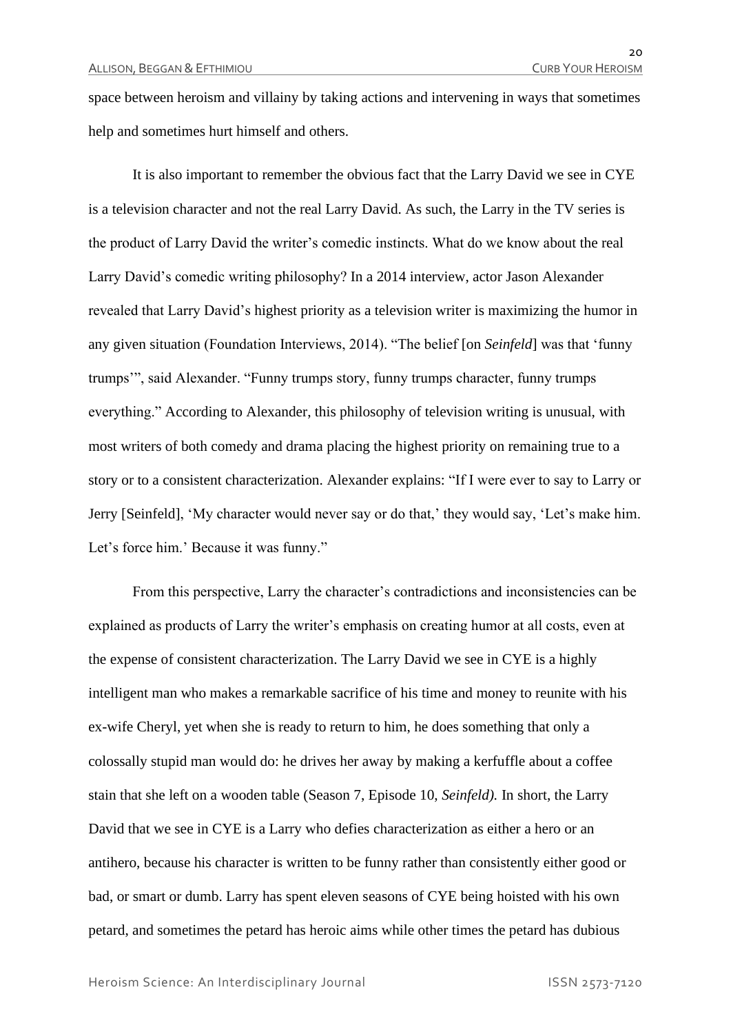space between heroism and villainy by taking actions and intervening in ways that sometimes help and sometimes hurt himself and others.

It is also important to remember the obvious fact that the Larry David we see in CYE is a television character and not the real Larry David. As such, the Larry in the TV series is the product of Larry David the writer's comedic instincts. What do we know about the real Larry David's comedic writing philosophy? In a 2014 interview, actor Jason Alexander revealed that Larry David's highest priority as a television writer is maximizing the humor in any given situation (Foundation Interviews, 2014). "The belief [on *Seinfeld*] was that 'funny trumps'", said Alexander. "Funny trumps story, funny trumps character, funny trumps everything." According to Alexander, this philosophy of television writing is unusual, with most writers of both comedy and drama placing the highest priority on remaining true to a story or to a consistent characterization. Alexander explains: "If I were ever to say to Larry or Jerry [Seinfeld], 'My character would never say or do that,' they would say, 'Let's make him. Let's force him.' Because it was funny."

From this perspective, Larry the character's contradictions and inconsistencies can be explained as products of Larry the writer's emphasis on creating humor at all costs, even at the expense of consistent characterization. The Larry David we see in CYE is a highly intelligent man who makes a remarkable sacrifice of his time and money to reunite with his ex-wife Cheryl, yet when she is ready to return to him, he does something that only a colossally stupid man would do: he drives her away by making a kerfuffle about a coffee stain that she left on a wooden table (Season 7, Episode 10, *Seinfeld).* In short, the Larry David that we see in CYE is a Larry who defies characterization as either a hero or an antihero, because his character is written to be funny rather than consistently either good or bad, or smart or dumb. Larry has spent eleven seasons of CYE being hoisted with his own petard, and sometimes the petard has heroic aims while other times the petard has dubious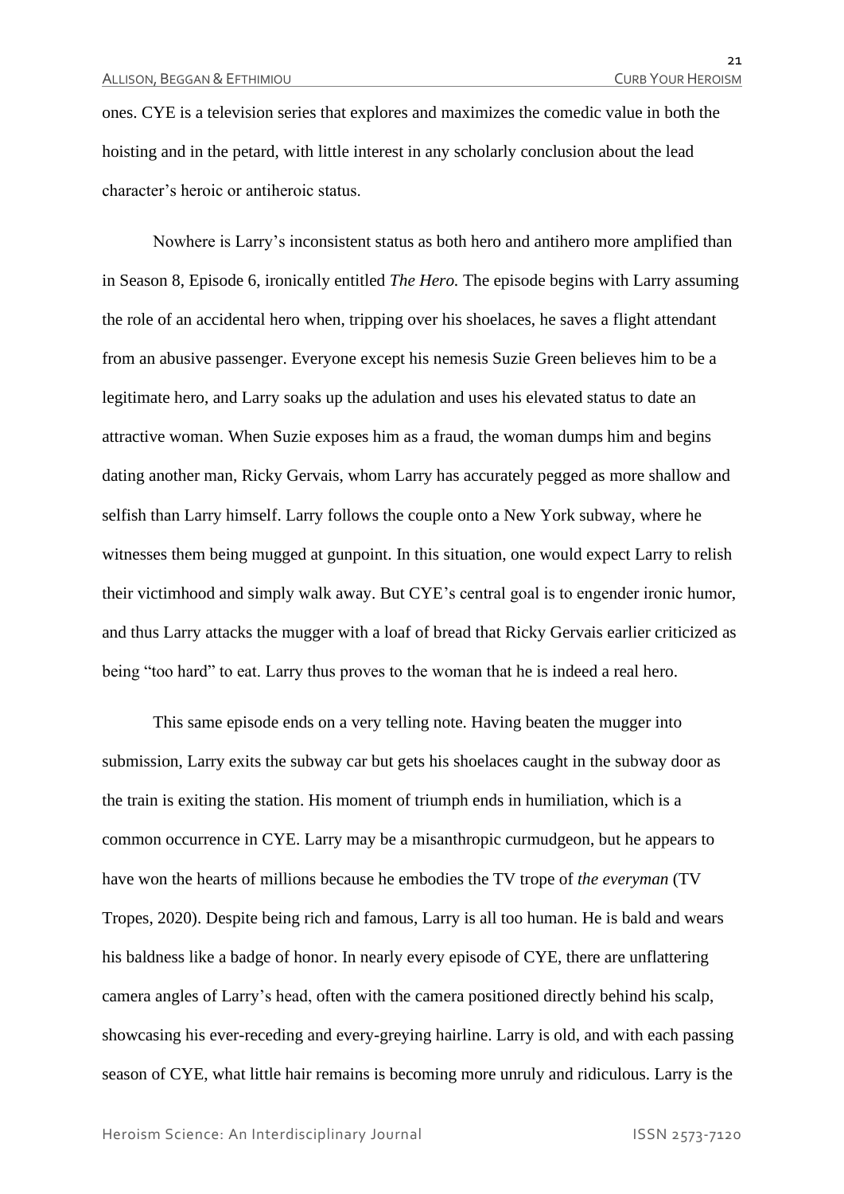ones. CYE is a television series that explores and maximizes the comedic value in both the hoisting and in the petard, with little interest in any scholarly conclusion about the lead character's heroic or antiheroic status.

Nowhere is Larry's inconsistent status as both hero and antihero more amplified than in Season 8, Episode 6, ironically entitled *The Hero.* The episode begins with Larry assuming the role of an accidental hero when, tripping over his shoelaces, he saves a flight attendant from an abusive passenger. Everyone except his nemesis Suzie Green believes him to be a legitimate hero, and Larry soaks up the adulation and uses his elevated status to date an attractive woman. When Suzie exposes him as a fraud, the woman dumps him and begins dating another man, Ricky Gervais, whom Larry has accurately pegged as more shallow and selfish than Larry himself. Larry follows the couple onto a New York subway, where he witnesses them being mugged at gunpoint. In this situation, one would expect Larry to relish their victimhood and simply walk away. But CYE's central goal is to engender ironic humor, and thus Larry attacks the mugger with a loaf of bread that Ricky Gervais earlier criticized as being "too hard" to eat. Larry thus proves to the woman that he is indeed a real hero.

This same episode ends on a very telling note. Having beaten the mugger into submission, Larry exits the subway car but gets his shoelaces caught in the subway door as the train is exiting the station. His moment of triumph ends in humiliation, which is a common occurrence in CYE. Larry may be a misanthropic curmudgeon, but he appears to have won the hearts of millions because he embodies the TV trope of *the everyman* (TV Tropes, 2020). Despite being rich and famous, Larry is all too human. He is bald and wears his baldness like a badge of honor. In nearly every episode of CYE, there are unflattering camera angles of Larry's head, often with the camera positioned directly behind his scalp, showcasing his ever-receding and every-greying hairline. Larry is old, and with each passing season of CYE, what little hair remains is becoming more unruly and ridiculous. Larry is the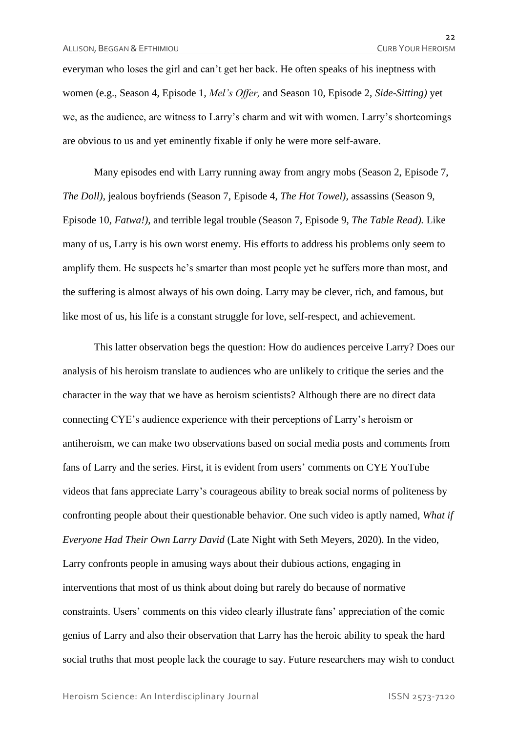everyman who loses the girl and can't get her back. He often speaks of his ineptness with women (e.g., Season 4, Episode 1, *Mel's Offer,* and Season 10, Episode 2, *Side-Sitting)* yet we, as the audience, are witness to Larry's charm and wit with women. Larry's shortcomings are obvious to us and yet eminently fixable if only he were more self-aware.

Many episodes end with Larry running away from angry mobs (Season 2, Episode 7, *The Doll)*, jealous boyfriends (Season 7, Episode 4, *The Hot Towel)*, assassins (Season 9, Episode 10, *Fatwa!)*, and terrible legal trouble (Season 7, Episode 9, *The Table Read).* Like many of us, Larry is his own worst enemy. His efforts to address his problems only seem to amplify them. He suspects he's smarter than most people yet he suffers more than most, and the suffering is almost always of his own doing. Larry may be clever, rich, and famous, but like most of us, his life is a constant struggle for love, self-respect, and achievement.

This latter observation begs the question: How do audiences perceive Larry? Does our analysis of his heroism translate to audiences who are unlikely to critique the series and the character in the way that we have as heroism scientists? Although there are no direct data connecting CYE's audience experience with their perceptions of Larry's heroism or antiheroism, we can make two observations based on social media posts and comments from fans of Larry and the series. First, it is evident from users' comments on CYE YouTube videos that fans appreciate Larry's courageous ability to break social norms of politeness by confronting people about their questionable behavior. One such video is aptly named, *What if Everyone Had Their Own Larry David* (Late Night with Seth Meyers, 2020). In the video, Larry confronts people in amusing ways about their dubious actions, engaging in interventions that most of us think about doing but rarely do because of normative constraints. Users' comments on this video clearly illustrate fans' appreciation of the comic genius of Larry and also their observation that Larry has the heroic ability to speak the hard social truths that most people lack the courage to say. Future researchers may wish to conduct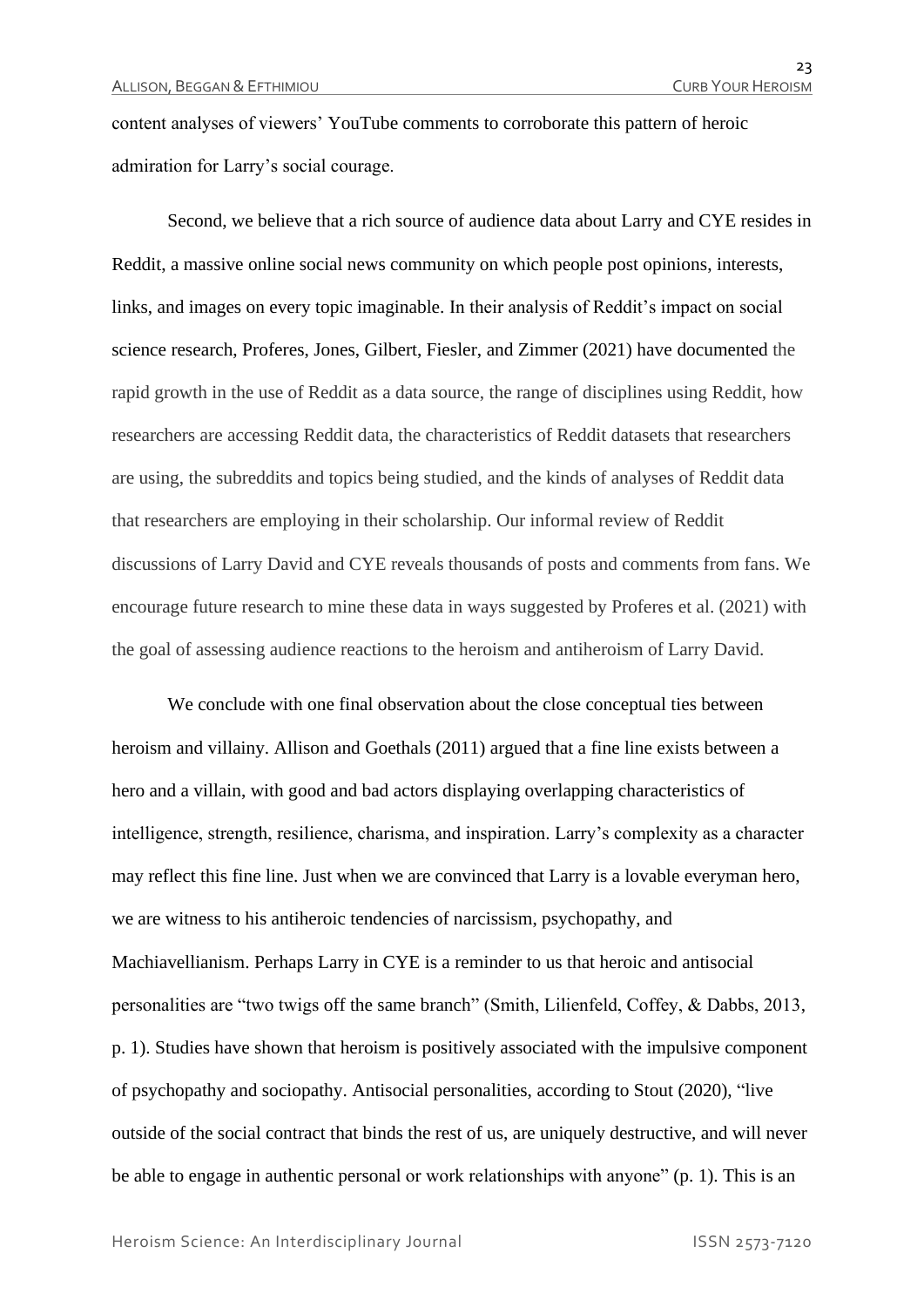content analyses of viewers' YouTube comments to corroborate this pattern of heroic admiration for Larry's social courage.

Second, we believe that a rich source of audience data about Larry and CYE resides in Reddit, a massive online social news community on which people post opinions, interests, links, and images on every topic imaginable. In their analysis of Reddit's impact on social science research, Proferes, Jones, Gilbert, Fiesler, and Zimmer (2021) have documented the rapid growth in the use of Reddit as a data source, the range of disciplines using Reddit, how researchers are accessing Reddit data, the characteristics of Reddit datasets that researchers are using, the subreddits and topics being studied, and the kinds of analyses of Reddit data that researchers are employing in their scholarship. Our informal review of Reddit discussions of Larry David and CYE reveals thousands of posts and comments from fans. We encourage future research to mine these data in ways suggested by Proferes et al. (2021) with the goal of assessing audience reactions to the heroism and antiheroism of Larry David.

We conclude with one final observation about the close conceptual ties between heroism and villainy. Allison and Goethals (2011) argued that a fine line exists between a hero and a villain, with good and bad actors displaying overlapping characteristics of intelligence, strength, resilience, charisma, and inspiration. Larry's complexity as a character may reflect this fine line. Just when we are convinced that Larry is a lovable everyman hero, we are witness to his antiheroic tendencies of narcissism, psychopathy, and Machiavellianism. Perhaps Larry in CYE is a reminder to us that heroic and antisocial personalities are "two twigs off the same branch" (Smith, Lilienfeld, Coffey, & Dabbs, 2013, p. 1). Studies have shown that heroism is positively associated with the impulsive component of psychopathy and sociopathy. Antisocial personalities, according to Stout (2020), "live outside of the social contract that binds the rest of us, are uniquely destructive, and will never be able to engage in authentic personal or work relationships with anyone" (p. 1). This is an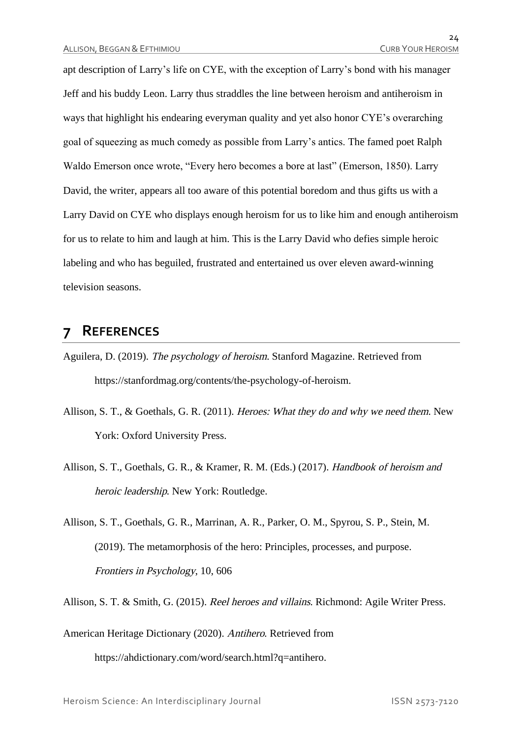apt description of Larry's life on CYE, with the exception of Larry's bond with his manager Jeff and his buddy Leon. Larry thus straddles the line between heroism and antiheroism in ways that highlight his endearing everyman quality and yet also honor CYE's overarching goal of squeezing as much comedy as possible from Larry's antics. The famed poet Ralph Waldo Emerson once wrote, "Every hero becomes a bore at last" (Emerson, 1850). Larry David, the writer, appears all too aware of this potential boredom and thus gifts us with a Larry David on CYE who displays enough heroism for us to like him and enough antiheroism for us to relate to him and laugh at him. This is the Larry David who defies simple heroic labeling and who has beguiled, frustrated and entertained us over eleven award-winning television seasons.

# 7 References

Aguilera, D. (2019). *The psychology of heroism*. Stanford Magazine. Retrieved from https://stanfordmag.org/contents/the-psychology-of-heroism.

Allison, S. T., & Goethals, G. R. (2011). *Heroes: What they do and why we need them*. New York: Oxford University Press.

Allison, S. T., Goethals, G. R., & Kramer, R. M. (Eds.) (2017). *Handbook of heroism and heroic leadership*. New York: Routledge.

Allison, S. T., Goethals, G. R., Marrinan, A. R., Parker, O. M., Spyrou, S. P., Stein, M. (2019). The metamorphosis of the hero: Principles, processes, and purpose. *Frontiers in Psychology*, 10, 606

Allison, S. T. & Smith, G. (2015). *Reel heroes and villains*. Richmond: Agile Writer Press.

American Heritage Dictionary (2020). *Antihero*. Retrieved from https://ahdictionary.com/word/search.html?q=antihero.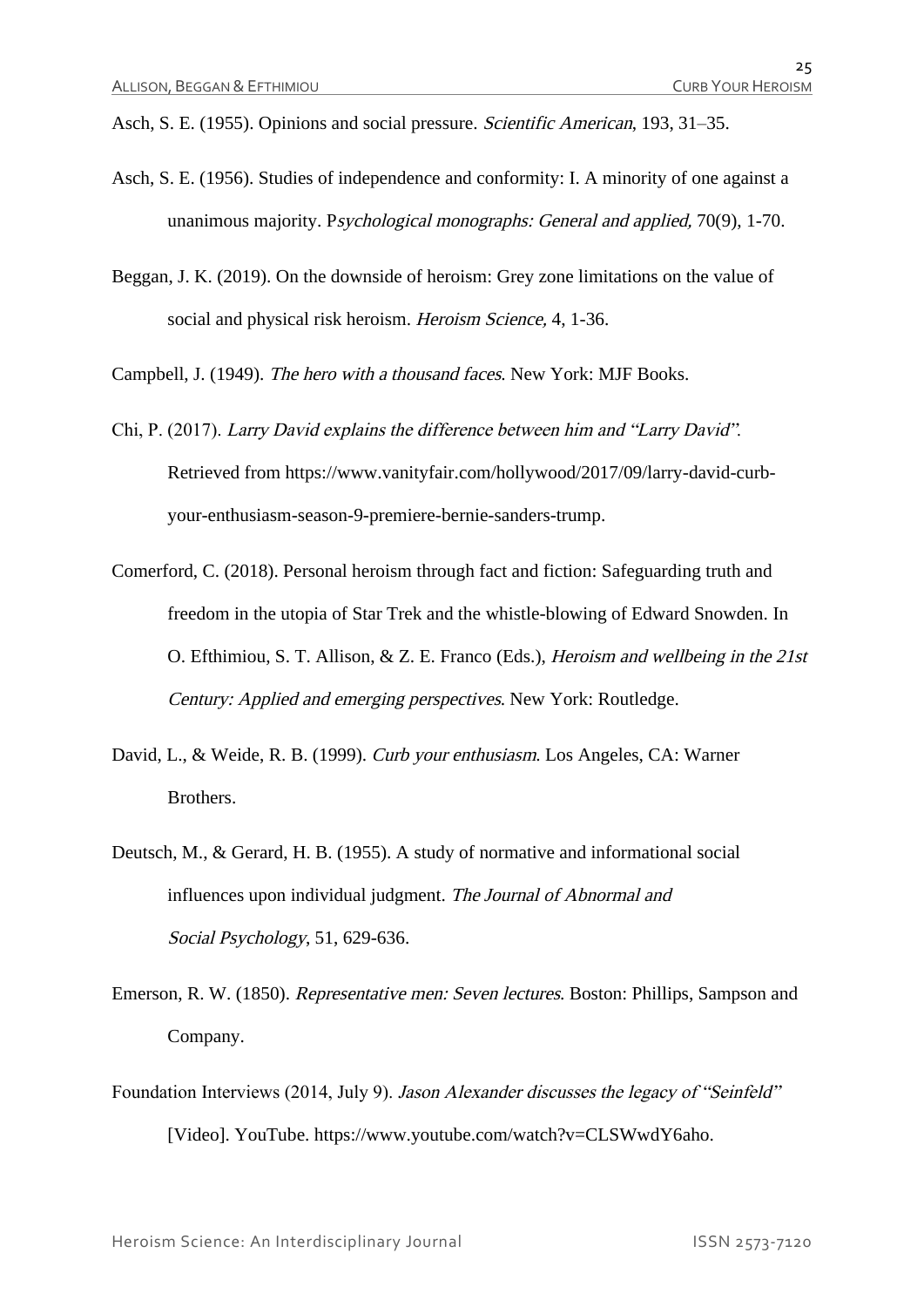Asch, S. E. (1955). Opinions and social pressure. *Scientific American*, 193, 31–35.

Asch, S. E. (1956). Studies of independence and conformity: I. A minority of one against a unanimous majority. P*sychological monographs: General and applied,* 70(9), 1-70.

Beggan, J. K. (2019). On the downside of heroism: Grey zone limitations on the value of social and physical risk heroism. *Heroism Science,* 4, 1-36.

Campbell, J. (1949). *The hero with a thousand faces*. New York: MJF Books.

Chi, P. (2017). *Larry David explains the difference between him and "Larry David".* Retrieved from https://www.vanityfair.com/hollywood/2017/09/larry-david-curb-your-enthusiasm-season-9-premiere-bernie-sanders-trump.

Comerford, C. (2018). Personal heroism through fact and fiction: Safeguarding truth and freedom in the utopia of Star Trek and the whistle-blowing of Edward Snowden. In O. Efthimiou, S. T. Allison, & Z. E. Franco (Eds.), *Heroism and wellbeing in the 21st Century: Applied and emerging perspectives*. New York: Routledge.

David, L., & Weide, R. B. (1999). *Curb your enthusiasm*. Los Angeles, CA: Warner Brothers.

Deutsch, M., & Gerard, H. B. (1955). A study of normative and informational social influences upon individual judgment. *The Journal of Abnormal and Social Psychology*, 51, 629-636.

Emerson, R. W. (1850). *Representative men: Seven lectures*. Boston: Phillips, Sampson and Company.

Foundation Interviews (2014, July 9). *Jason Alexander discusses the legacy of "Seinfeld"* [Video]. YouTube. https://www.youtube.com/watch?v=CLSWwdY6aho.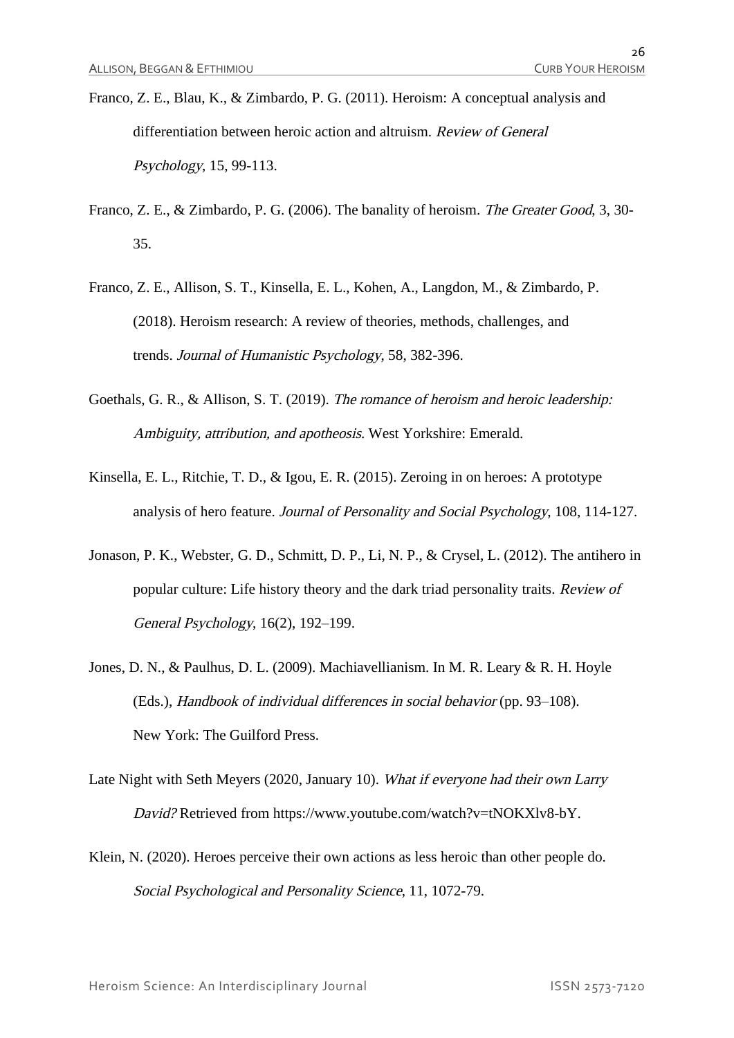Franco, Z. E., Blau, K., & Zimbardo, P. G. (2011). Heroism: A conceptual analysis and differentiation between heroic action and altruism. *Review of General Psychology*, 15, 99-113.

Franco, Z. E., & Zimbardo, P. G. (2006). The banality of heroism. *The Greater Good*, 3, 30-35.

Franco, Z. E., Allison, S. T., Kinsella, E. L., Kohen, A., Langdon, M., & Zimbardo, P. (2018). Heroism research: A review of theories, methods, challenges, and trends. *Journal of Humanistic Psychology*, 58, 382-396.

Goethals, G. R., & Allison, S. T. (2019). *The romance of heroism and heroic leadership: Ambiguity, attribution, and apotheosis*. West Yorkshire: Emerald.

Kinsella, E. L., Ritchie, T. D., & Igou, E. R. (2015). Zeroing in on heroes: A prototype analysis of hero feature. *Journal of Personality and Social Psychology*, 108, 114-127.

Jonason, P. K., Webster, G. D., Schmitt, D. P., Li, N. P., & Crysel, L. (2012). The antihero in popular culture: Life history theory and the dark triad personality traits. *Review of General Psychology*, 16(2), 192–199.

Jones, D. N., & Paulhus, D. L. (2009). Machiavellianism. In M. R. Leary & R. H. Hoyle (Eds.), *Handbook of individual differences in social behavior* (pp. 93–108). New York: The Guilford Press.

Late Night with Seth Meyers (2020, January 10). *What if everyone had their own Larry David?* Retrieved from https://www.youtube.com/watch?v=tNOKXlv8-bY.

Klein, N. (2020). Heroes perceive their own actions as less heroic than other people do. *Social Psychological and Personality Science*, 11, 1072-79.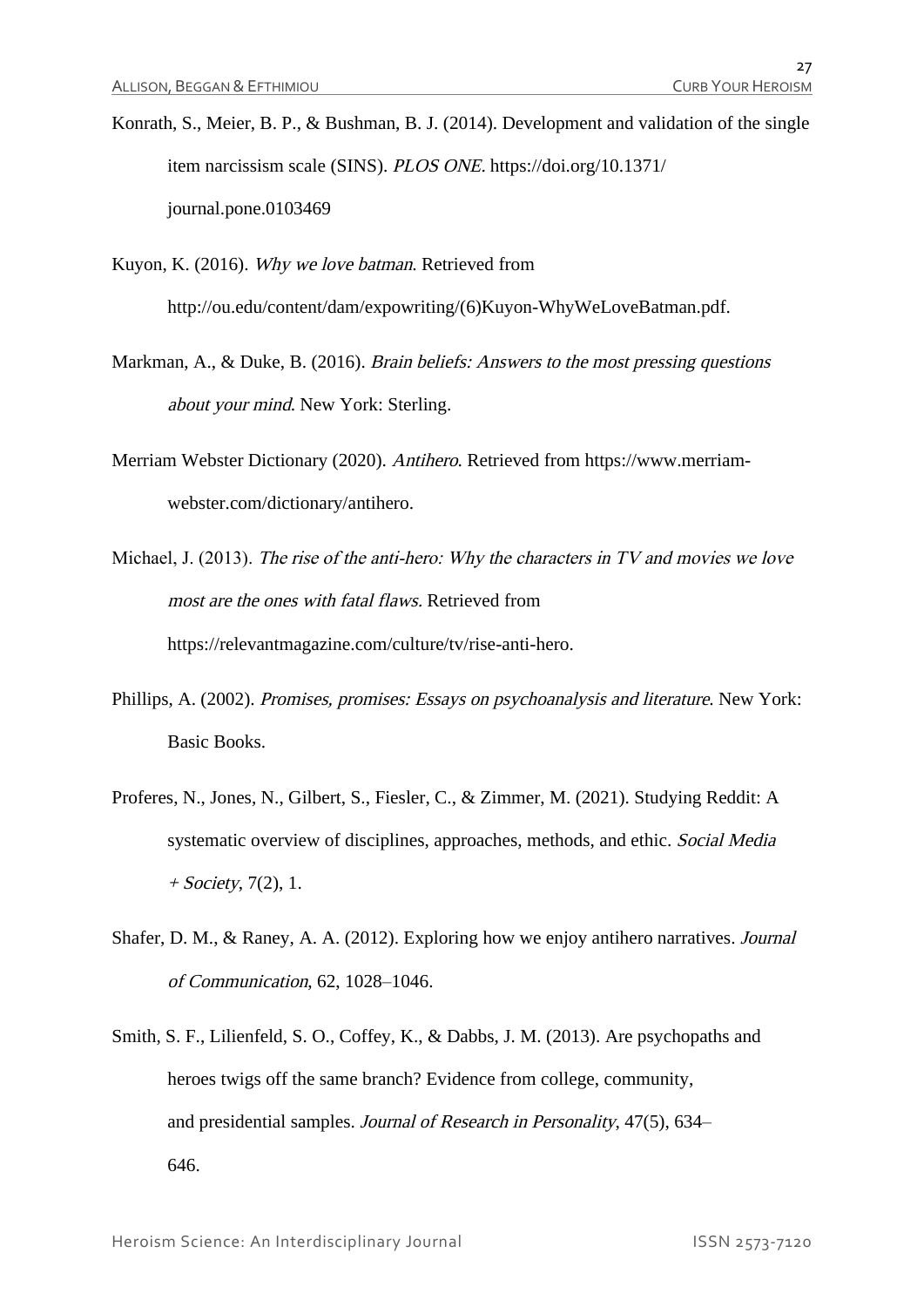Konrath, S., Meier, B. P., & Bushman, B. J. (2014). Development and validation of the single item narcissism scale (SINS). *PLOS ONE*. https://doi.org/10.1371/journal.pone.0103469

Kuyon, K. (2016). *Why we love batman*. Retrieved from http://ou.edu/content/dam/expowriting/(6)Kuyon-WhyWeLoveBatman.pdf.

Markman, A., & Duke, B. (2016). *Brain beliefs: Answers to the most pressing questions about your mind*. New York: Sterling.

Merriam Webster Dictionary (2020). *Antihero*. Retrieved from https://www.merriam-webster.com/dictionary/antihero.

Michael, J. (2013). *The rise of the anti-hero: Why the characters in TV and movies we love most are the ones with fatal flaws*. Retrieved from https://relevantmagazine.com/culture/tv/rise-anti-hero.

Phillips, A. (2002). *Promises, promises: Essays on psychoanalysis and literature*. New York: Basic Books.

Proferes, N., Jones, N., Gilbert, S., Fiesler, C., & Zimmer, M. (2021). Studying Reddit: A systematic overview of disciplines, approaches, methods, and ethic. *Social Media + Society*, 7(2), 1.

Shafer, D. M., & Raney, A. A. (2012). Exploring how we enjoy antihero narratives. *Journal of Communication*, 62, 1028–1046.

Smith, S. F., Lilienfeld, S. O., Coffey, K., & Dabbs, J. M. (2013). Are psychopaths and heroes twigs off the same branch? Evidence from college, community, and presidential samples. *Journal of Research in Personality*, 47(5), 634–646.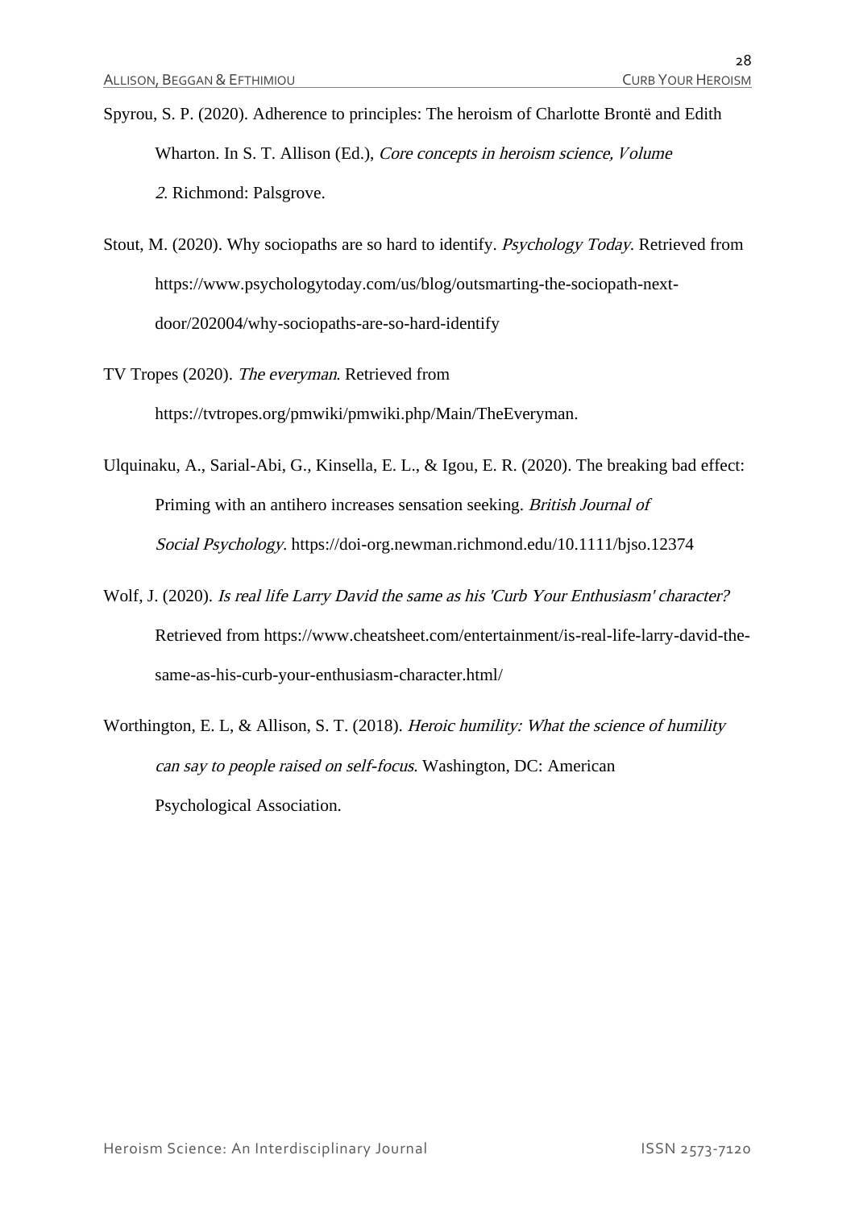Spyrou, S. P. (2020). Adherence to principles: The heroism of Charlotte Brontë and Edith Wharton. In S. T. Allison (Ed.), *Core concepts in heroism science, Volume 2*. Richmond: Palsgrove.

Stout, M. (2020). Why sociopaths are so hard to identify. *Psychology Today*. Retrieved from https://www.psychologytoday.com/us/blog/outsmarting-the-sociopath-next-door/202004/why-sociopaths-are-so-hard-identify

TV Tropes (2020). *The everyman*. Retrieved from https://tvtropes.org/pmwiki/pmwiki.php/Main/TheEveryman.

Ulqinaku, A., Sarial-Abi, G., Kinsella, E. L., & Igou, E. R. (2020). The breaking bad effect: Priming with an antihero increases sensation seeking. *British Journal of Social Psychology*. https://doi-org.newman.richmond.edu/10.1111/bjso.12374

Wolf, J. (2020). *Is real life Larry David the same as his 'Curb Your Enthusiasm' character?* Retrieved from https://www.cheatsheet.com/entertainment/is-real-life-larry-david-the-same-as-his-curb-your-enthusiasm-character.html/

Worthington, E. L, & Allison, S. T. (2018). *Heroic humility: What the science of humility can say to people raised on self-focus*. Washington, DC: American Psychological Association.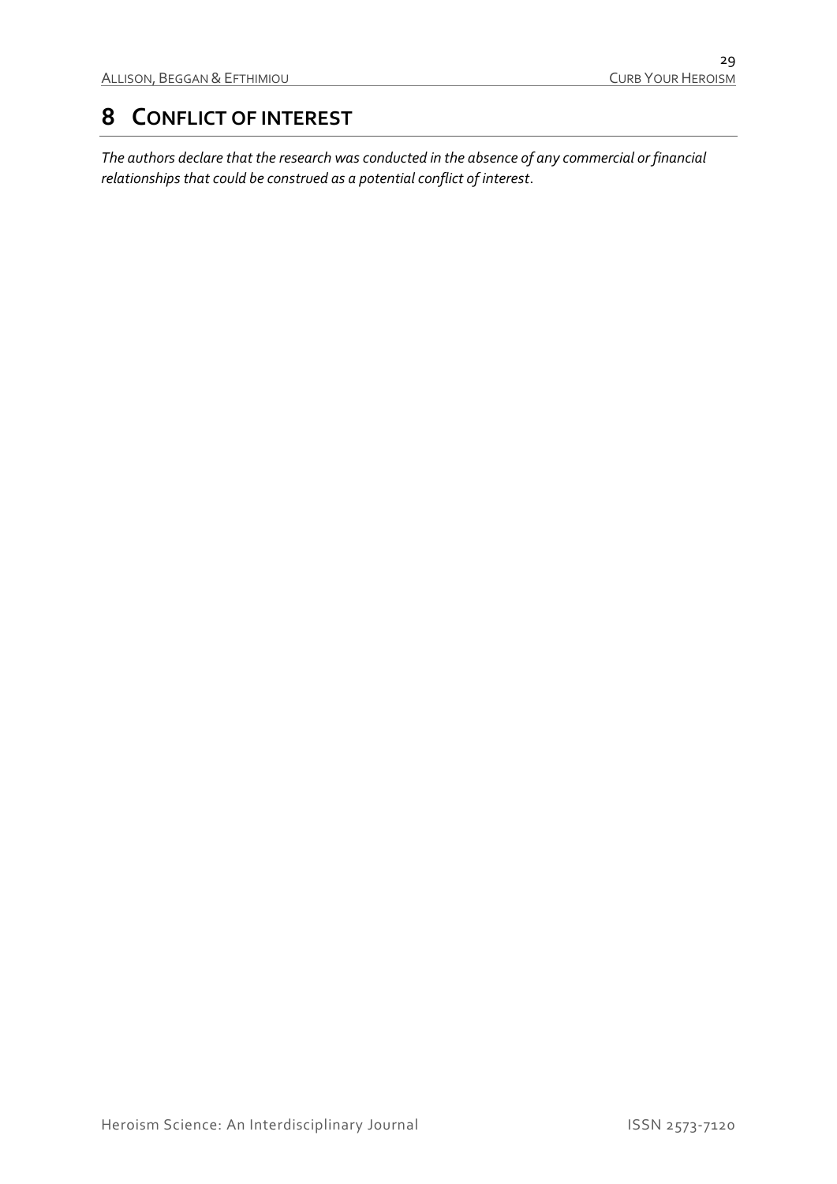# 8 CONFLICT OF INTEREST

*The authors declare that the research was conducted in the absence of any commercial or financial relationships that could be construed as a potential conflict of interest.*